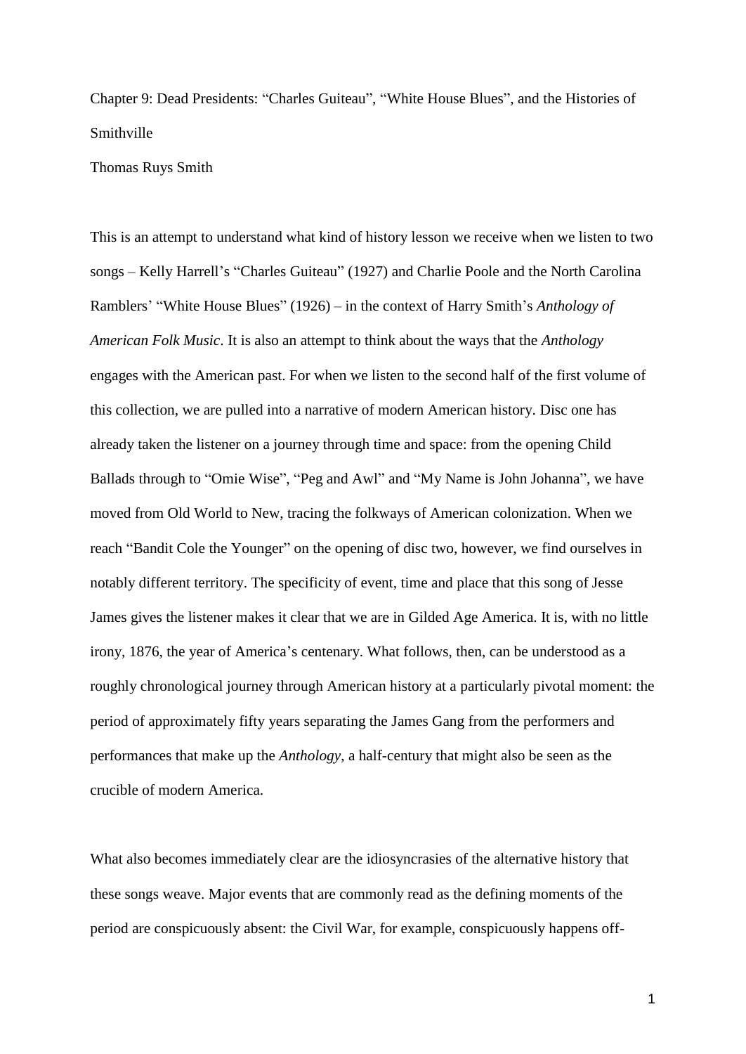# Chapter 9: Dead Presidents: "Charles Guiteau", "White House Blues", and the Histories of Smithville

Thomas Ruys Smith

This is an attempt to understand what kind of history lesson we receive when we listen to two songs – Kelly Harrell's "Charles Guiteau" (1927) and Charlie Poole and the North Carolina Ramblers' "White House Blues" (1926) – in the context of Harry Smith's *Anthology of American Folk Music*. It is also an attempt to think about the ways that the *Anthology* engages with the American past. For when we listen to the second half of the first volume of this collection, we are pulled into a narrative of modern American history. Disc one has already taken the listener on a journey through time and space: from the opening Child Ballads through to "Omie Wise", "Peg and Awl" and "My Name is John Johanna", we have moved from Old World to New, tracing the folkways of American colonization. When we reach "Bandit Cole the Younger" on the opening of disc two, however, we find ourselves in notably different territory. The specificity of event, time and place that this song of Jesse James gives the listener makes it clear that we are in Gilded Age America. It is, with no little irony, 1876, the year of America's centenary. What follows, then, can be understood as a roughly chronological journey through American history at a particularly pivotal moment: the period of approximately fifty years separating the James Gang from the performers and performances that make up the *Anthology*, a half-century that might also be seen as the crucible of modern America.

What also becomes immediately clear are the idiosyncrasies of the alternative history that these songs weave. Major events that are commonly read as the defining moments of the period are conspicuously absent: the Civil War, for example, conspicuously happens off-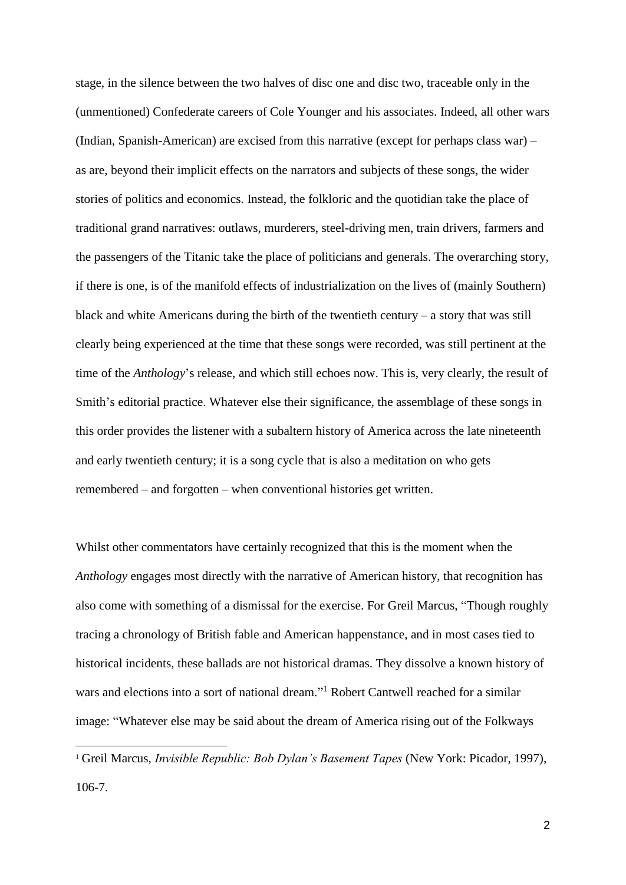stage, in the silence between the two halves of disc one and disc two, traceable only in the (unmentioned) Confederate careers of Cole Younger and his associates. Indeed, all other wars (Indian, Spanish-American) are excised from this narrative (except for perhaps class war) – as are, beyond their implicit effects on the narrators and subjects of these songs, the wider stories of politics and economics. Instead, the folkloric and the quotidian take the place of traditional grand narratives: outlaws, murderers, steel-driving men, train drivers, farmers and the passengers of the Titanic take the place of politicians and generals. The overarching story, if there is one, is of the manifold effects of industrialization on the lives of (mainly Southern) black and white Americans during the birth of the twentieth century – a story that was still clearly being experienced at the time that these songs were recorded, was still pertinent at the time of the *Anthology*'s release, and which still echoes now. This is, very clearly, the result of Smith's editorial practice. Whatever else their significance, the assemblage of these songs in this order provides the listener with a subaltern history of America across the late nineteenth and early twentieth century; it is a song cycle that is also a meditation on who gets remembered – and forgotten – when conventional histories get written.

Whilst other commentators have certainly recognized that this is the moment when the *Anthology* engages most directly with the narrative of American history, that recognition has also come with something of a dismissal for the exercise. For Greil Marcus, "Though roughly tracing a chronology of British fable and American happenstance, and in most cases tied to historical incidents, these ballads are not historical dramas. They dissolve a known history of wars and elections into a sort of national dream."[1] Robert Cantwell reached for a similar image: "Whatever else may be said about the dream of America rising out of the Folkways

[1] Greil Marcus, *Invisible Republic: Bob Dylan's Basement Tapes* (New York: Picador, 1997), 106-7.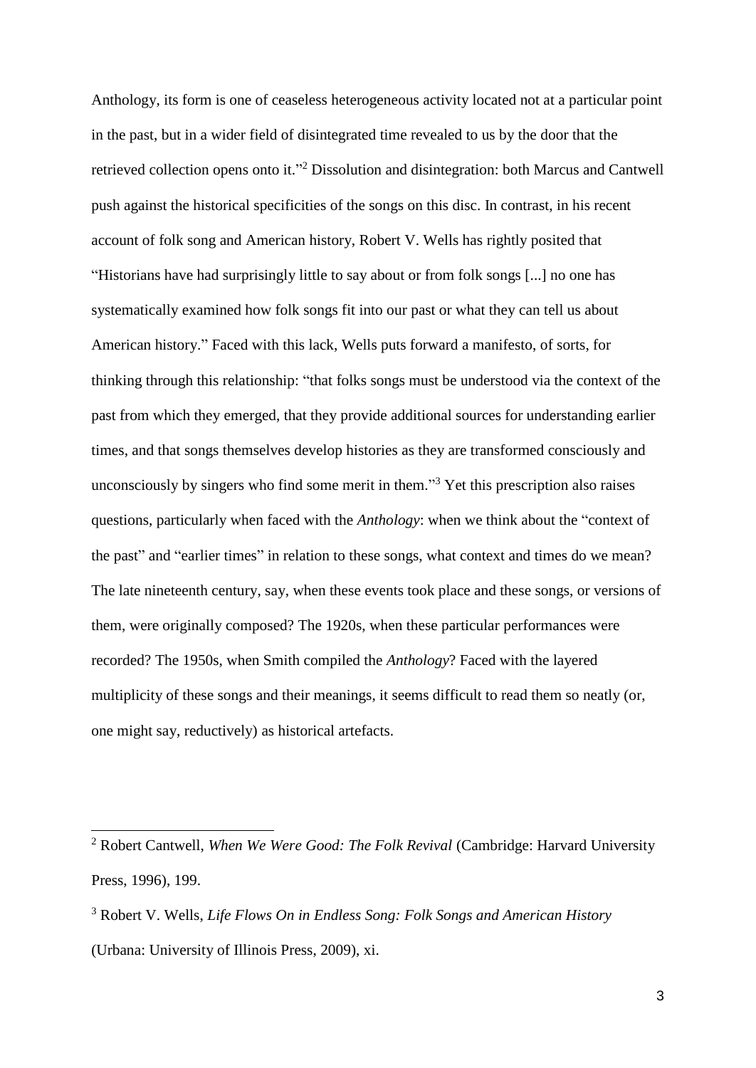Anthology, its form is one of ceaseless heterogeneous activity located not at a particular point in the past, but in a wider field of disintegrated time revealed to us by the door that the retrieved collection opens onto it."[2] Dissolution and disintegration: both Marcus and Cantwell push against the historical specificities of the songs on this disc. In contrast, in his recent account of folk song and American history, Robert V. Wells has rightly posited that "Historians have had surprisingly little to say about or from folk songs [...] no one has systematically examined how folk songs fit into our past or what they can tell us about American history." Faced with this lack, Wells puts forward a manifesto, of sorts, for thinking through this relationship: "that folks songs must be understood via the context of the past from which they emerged, that they provide additional sources for understanding earlier times, and that songs themselves develop histories as they are transformed consciously and unconsciously by singers who find some merit in them."[3] Yet this prescription also raises questions, particularly when faced with the *Anthology*: when we think about the "context of the past" and "earlier times" in relation to these songs, what context and times do we mean? The late nineteenth century, say, when these events took place and these songs, or versions of them, were originally composed? The 1920s, when these particular performances were recorded? The 1950s, when Smith compiled the *Anthology*? Faced with the layered multiplicity of these songs and their meanings, it seems difficult to read them so neatly (or, one might say, reductively) as historical artefacts.

---

[2] Robert Cantwell, *When We Were Good: The Folk Revival* (Cambridge: Harvard University Press, 1996), 199.

[3] Robert V. Wells, *Life Flows On in Endless Song: Folk Songs and American History* (Urbana: University of Illinois Press, 2009), xi.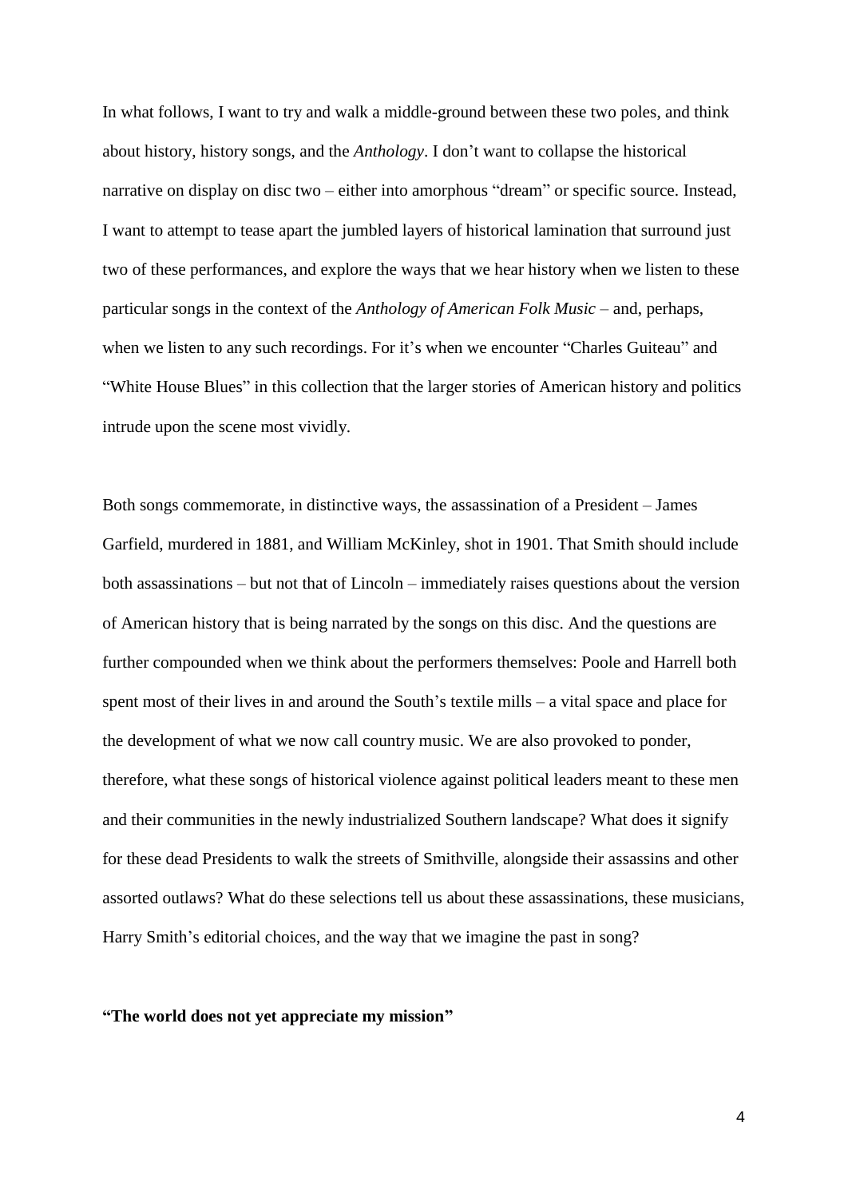In what follows, I want to try and walk a middle-ground between these two poles, and think about history, history songs, and the *Anthology*. I don't want to collapse the historical narrative on display on disc two – either into amorphous "dream" or specific source. Instead, I want to attempt to tease apart the jumbled layers of historical lamination that surround just two of these performances, and explore the ways that we hear history when we listen to these particular songs in the context of the *Anthology of American Folk Music* – and, perhaps, when we listen to any such recordings. For it's when we encounter "Charles Guiteau" and "White House Blues" in this collection that the larger stories of American history and politics intrude upon the scene most vividly.

Both songs commemorate, in distinctive ways, the assassination of a President – James Garfield, murdered in 1881, and William McKinley, shot in 1901. That Smith should include both assassinations – but not that of Lincoln – immediately raises questions about the version of American history that is being narrated by the songs on this disc. And the questions are further compounded when we think about the performers themselves: Poole and Harrell both spent most of their lives in and around the South's textile mills – a vital space and place for the development of what we now call country music. We are also provoked to ponder, therefore, what these songs of historical violence against political leaders meant to these men and their communities in the newly industrialized Southern landscape? What does it signify for these dead Presidents to walk the streets of Smithville, alongside their assassins and other assorted outlaws? What do these selections tell us about these assassinations, these musicians, Harry Smith's editorial choices, and the way that we imagine the past in song?

**"The world does not yet appreciate my mission"**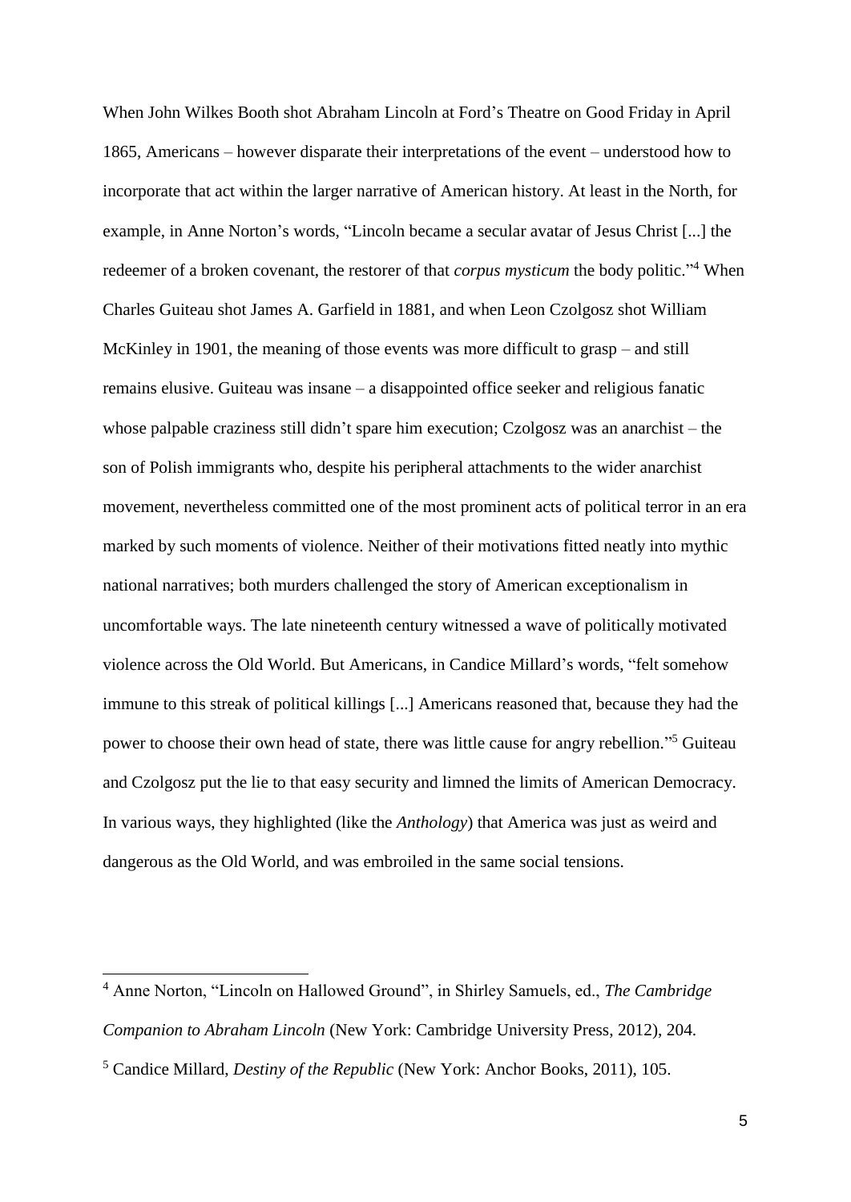When John Wilkes Booth shot Abraham Lincoln at Ford's Theatre on Good Friday in April 1865, Americans – however disparate their interpretations of the event – understood how to incorporate that act within the larger narrative of American history. At least in the North, for example, in Anne Norton's words, "Lincoln became a secular avatar of Jesus Christ [...] the redeemer of a broken covenant, the restorer of that *corpus mysticum* the body politic."[4] When Charles Guiteau shot James A. Garfield in 1881, and when Leon Czolgosz shot William McKinley in 1901, the meaning of those events was more difficult to grasp – and still remains elusive. Guiteau was insane – a disappointed office seeker and religious fanatic whose palpable craziness still didn't spare him execution; Czolgosz was an anarchist – the son of Polish immigrants who, despite his peripheral attachments to the wider anarchist movement, nevertheless committed one of the most prominent acts of political terror in an era marked by such moments of violence. Neither of their motivations fitted neatly into mythic national narratives; both murders challenged the story of American exceptionalism in uncomfortable ways. The late nineteenth century witnessed a wave of politically motivated violence across the Old World. But Americans, in Candice Millard's words, "felt somehow immune to this streak of political killings [...] Americans reasoned that, because they had the power to choose their own head of state, there was little cause for angry rebellion."[5] Guiteau and Czolgosz put the lie to that easy security and limned the limits of American Democracy. In various ways, they highlighted (like the *Anthology*) that America was just as weird and dangerous as the Old World, and was embroiled in the same social tensions.

---

[4] Anne Norton, "Lincoln on Hallowed Ground", in Shirley Samuels, ed., *The Cambridge Companion to Abraham Lincoln* (New York: Cambridge University Press, 2012), 204.

[5] Candice Millard, *Destiny of the Republic* (New York: Anchor Books, 2011), 105.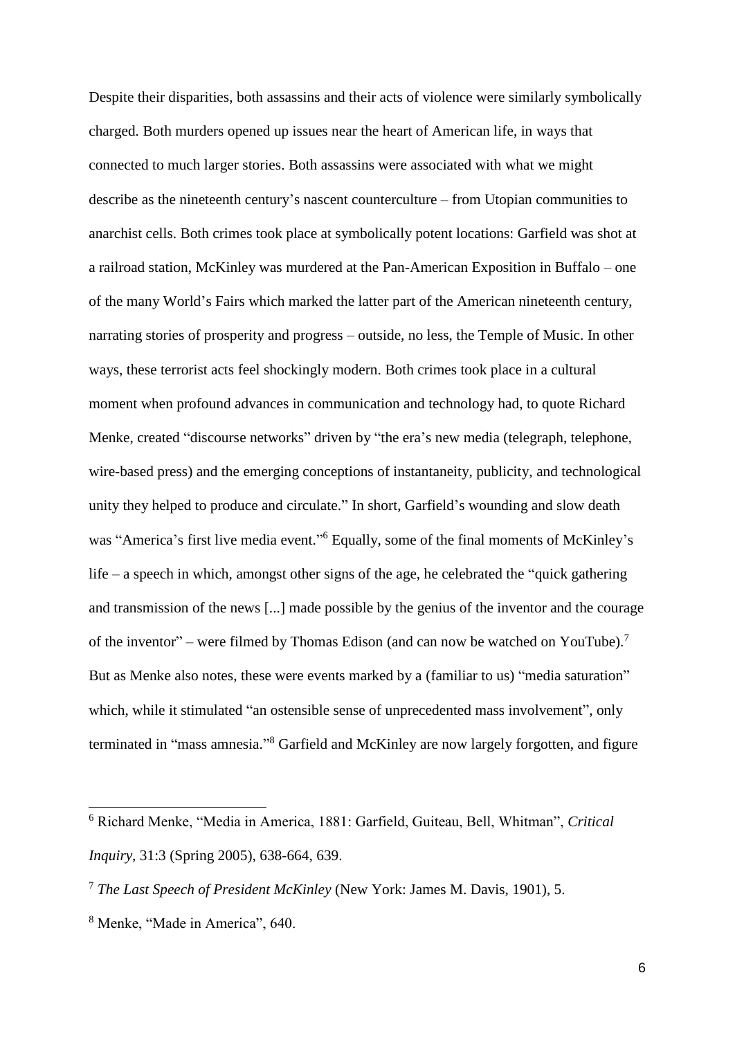Despite their disparities, both assassins and their acts of violence were similarly symbolically charged. Both murders opened up issues near the heart of American life, in ways that connected to much larger stories. Both assassins were associated with what we might describe as the nineteenth century's nascent counterculture – from Utopian communities to anarchist cells. Both crimes took place at symbolically potent locations: Garfield was shot at a railroad station, McKinley was murdered at the Pan-American Exposition in Buffalo – one of the many World's Fairs which marked the latter part of the American nineteenth century, narrating stories of prosperity and progress – outside, no less, the Temple of Music. In other ways, these terrorist acts feel shockingly modern. Both crimes took place in a cultural moment when profound advances in communication and technology had, to quote Richard Menke, created "discourse networks" driven by "the era's new media (telegraph, telephone, wire-based press) and the emerging conceptions of instantaneity, publicity, and technological unity they helped to produce and circulate." In short, Garfield's wounding and slow death was "America's first live media event."[6] Equally, some of the final moments of McKinley's life – a speech in which, amongst other signs of the age, he celebrated the "quick gathering and transmission of the news [...] made possible by the genius of the inventor and the courage of the inventor" – were filmed by Thomas Edison (and can now be watched on YouTube).[7] But as Menke also notes, these were events marked by a (familiar to us) "media saturation" which, while it stimulated "an ostensible sense of unprecedented mass involvement", only terminated in "mass amnesia."[8] Garfield and McKinley are now largely forgotten, and figure

---

[6] Richard Menke, "Media in America, 1881: Garfield, Guiteau, Bell, Whitman", *Critical Inquiry*, 31:3 (Spring 2005), 638-664, 639.

[7] *The Last Speech of President McKinley* (New York: James M. Davis, 1901), 5.

[8] Menke, "Made in America", 640.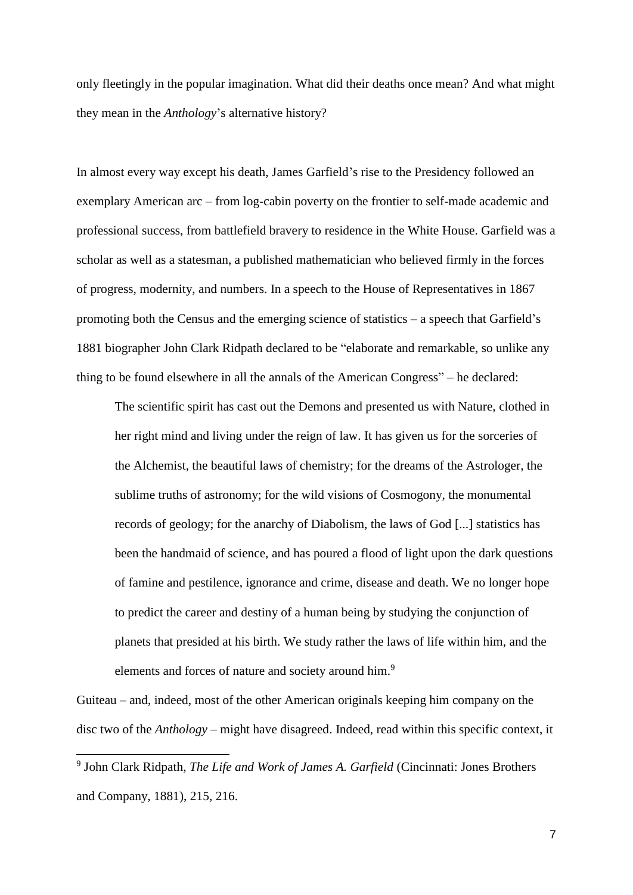only fleetingly in the popular imagination. What did their deaths once mean? And what might they mean in the *Anthology*'s alternative history?

In almost every way except his death, James Garfield's rise to the Presidency followed an exemplary American arc – from log-cabin poverty on the frontier to self-made academic and professional success, from battlefield bravery to residence in the White House. Garfield was a scholar as well as a statesman, a published mathematician who believed firmly in the forces of progress, modernity, and numbers. In a speech to the House of Representatives in 1867 promoting both the Census and the emerging science of statistics – a speech that Garfield's 1881 biographer John Clark Ridpath declared to be "elaborate and remarkable, so unlike any thing to be found elsewhere in all the annals of the American Congress" – he declared:

> The scientific spirit has cast out the Demons and presented us with Nature, clothed in her right mind and living under the reign of law. It has given us for the sorceries of the Alchemist, the beautiful laws of chemistry; for the dreams of the Astrologer, the sublime truths of astronomy; for the wild visions of Cosmogony, the monumental records of geology; for the anarchy of Diabolism, the laws of God [...] statistics has been the handmaid of science, and has poured a flood of light upon the dark questions of famine and pestilence, ignorance and crime, disease and death. We no longer hope to predict the career and destiny of a human being by studying the conjunction of planets that presided at his birth. We study rather the laws of life within him, and the elements and forces of nature and society around him.[9]

Guiteau – and, indeed, most of the other American originals keeping him company on the disc two of the *Anthology* – might have disagreed. Indeed, read within this specific context, it

[9] John Clark Ridpath, *The Life and Work of James A. Garfield* (Cincinnati: Jones Brothers and Company, 1881), 215, 216.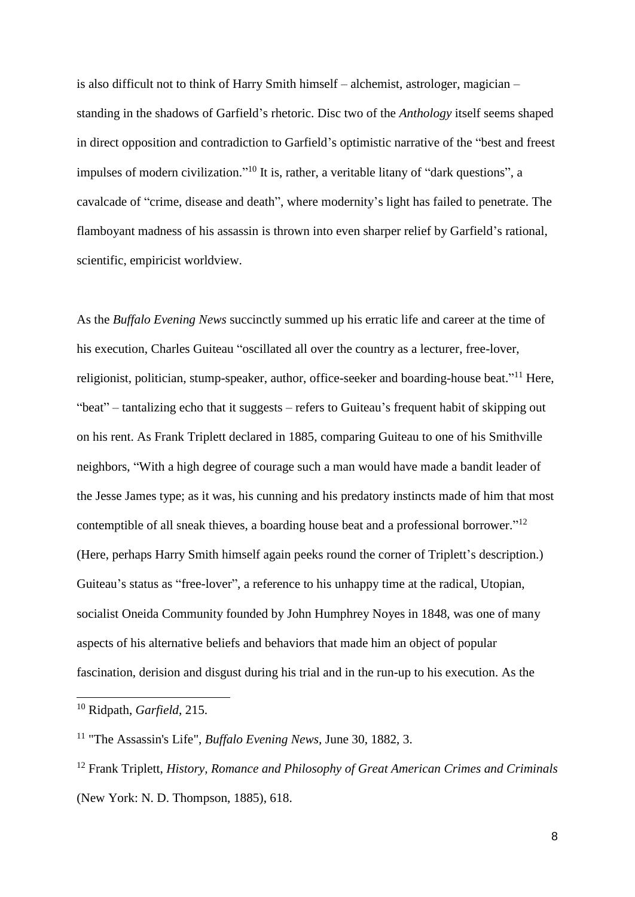is also difficult not to think of Harry Smith himself – alchemist, astrologer, magician – standing in the shadows of Garfield's rhetoric. Disc two of the *Anthology* itself seems shaped in direct opposition and contradiction to Garfield's optimistic narrative of the "best and freest impulses of modern civilization."[10] It is, rather, a veritable litany of "dark questions", a cavalcade of "crime, disease and death", where modernity's light has failed to penetrate. The flamboyant madness of his assassin is thrown into even sharper relief by Garfield's rational, scientific, empiricist worldview.

As the *Buffalo Evening News* succinctly summed up his erratic life and career at the time of his execution, Charles Guiteau "oscillated all over the country as a lecturer, free-lover, religionist, politician, stump-speaker, author, office-seeker and boarding-house beat."[11] Here, "beat" – tantalizing echo that it suggests – refers to Guiteau's frequent habit of skipping out on his rent. As Frank Triplett declared in 1885, comparing Guiteau to one of his Smithville neighbors, "With a high degree of courage such a man would have made a bandit leader of the Jesse James type; as it was, his cunning and his predatory instincts made of him that most contemptible of all sneak thieves, a boarding house beat and a professional borrower."[12] (Here, perhaps Harry Smith himself again peeks round the corner of Triplett's description.) Guiteau's status as "free-lover", a reference to his unhappy time at the radical, Utopian, socialist Oneida Community founded by John Humphrey Noyes in 1848, was one of many aspects of his alternative beliefs and behaviors that made him an object of popular fascination, derision and disgust during his trial and in the run-up to his execution. As the

---

[10] Ridpath, *Garfield*, 215.

[11] "The Assassin's Life", *Buffalo Evening News*, June 30, 1882, 3.

[12] Frank Triplett, *History, Romance and Philosophy of Great American Crimes and Criminals* (New York: N. D. Thompson, 1885), 618.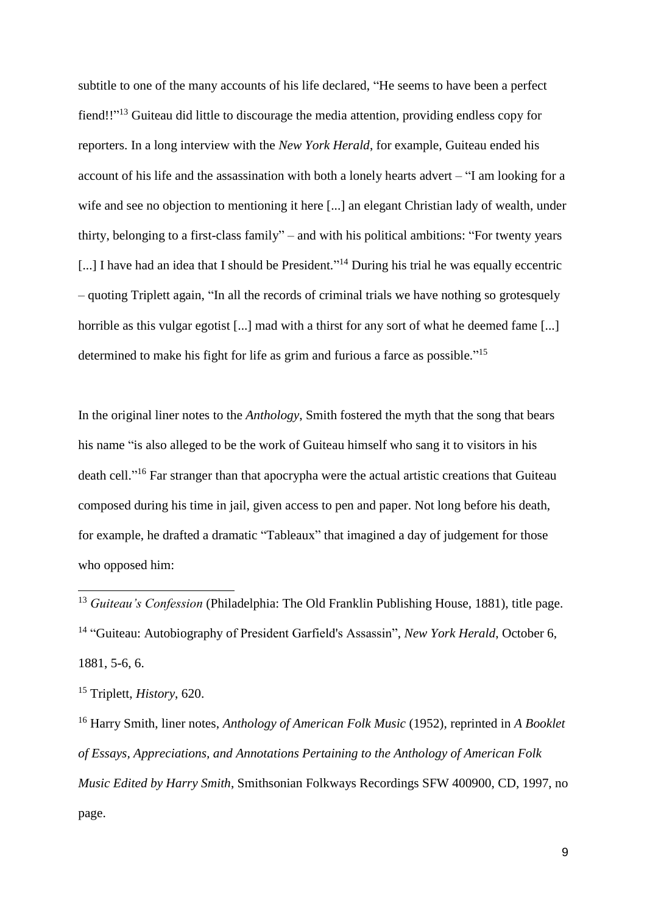subtitle to one of the many accounts of his life declared, "He seems to have been a perfect fiend!!"[13] Guiteau did little to discourage the media attention, providing endless copy for reporters. In a long interview with the *New York Herald*, for example, Guiteau ended his account of his life and the assassination with both a lonely hearts advert – "I am looking for a wife and see no objection to mentioning it here [...] an elegant Christian lady of wealth, under thirty, belonging to a first-class family" – and with his political ambitions: "For twenty years [...] I have had an idea that I should be President."[14] During his trial he was equally eccentric – quoting Triplett again, "In all the records of criminal trials we have nothing so grotesquely horrible as this vulgar egotist [...] mad with a thirst for any sort of what he deemed fame [...] determined to make his fight for life as grim and furious a farce as possible."[15]

In the original liner notes to the *Anthology*, Smith fostered the myth that the song that bears his name "is also alleged to be the work of Guiteau himself who sang it to visitors in his death cell."[16] Far stranger than that apocrypha were the actual artistic creations that Guiteau composed during his time in jail, given access to pen and paper. Not long before his death, for example, he drafted a dramatic "Tableaux" that imagined a day of judgement for those who opposed him:

---

[13] *Guiteau's Confession* (Philadelphia: The Old Franklin Publishing House, 1881), title page.

[14] "Guiteau: Autobiography of President Garfield's Assassin", *New York Herald*, October 6, 1881, 5-6, 6.

[15] Triplett, *History*, 620.

[16] Harry Smith, liner notes, *Anthology of American Folk Music* (1952), reprinted in *A Booklet of Essays, Appreciations, and Annotations Pertaining to the Anthology of American Folk Music Edited by Harry Smith*, Smithsonian Folkways Recordings SFW 400900, CD, 1997, no page.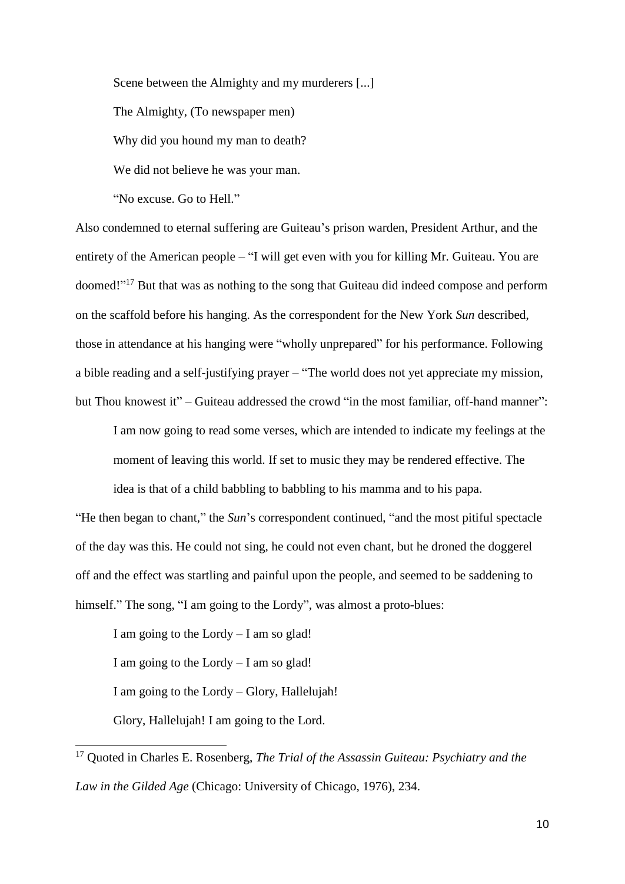Scene between the Almighty and my murderers [...]

The Almighty, (To newspaper men)

Why did you hound my man to death?

We did not believe he was your man.

"No excuse. Go to Hell."

Also condemned to eternal suffering are Guiteau's prison warden, President Arthur, and the entirety of the American people – "I will get even with you for killing Mr. Guiteau. You are doomed!"[17] But that was as nothing to the song that Guiteau did indeed compose and perform on the scaffold before his hanging. As the correspondent for the New York *Sun* described, those in attendance at his hanging were "wholly unprepared" for his performance. Following a bible reading and a self-justifying prayer – "The world does not yet appreciate my mission, but Thou knowest it" – Guiteau addressed the crowd "in the most familiar, off-hand manner":

> I am now going to read some verses, which are intended to indicate my feelings at the moment of leaving this world. If set to music they may be rendered effective. The idea is that of a child babbling to babbling to his mamma and to his papa.

"He then began to chant," the *Sun*'s correspondent continued, "and the most pitiful spectacle of the day was this. He could not sing, he could not even chant, but he droned the doggerel off and the effect was startling and painful upon the people, and seemed to be saddening to himself." The song, "I am going to the Lordy", was almost a proto-blues:

> I am going to the Lordy – I am so glad!
>
> I am going to the Lordy – I am so glad!
>
> I am going to the Lordy – Glory, Hallelujah!
>
> Glory, Hallelujah! I am going to the Lord.

---

[17] Quoted in Charles E. Rosenberg, *The Trial of the Assassin Guiteau: Psychiatry and the Law in the Gilded Age* (Chicago: University of Chicago, 1976), 234.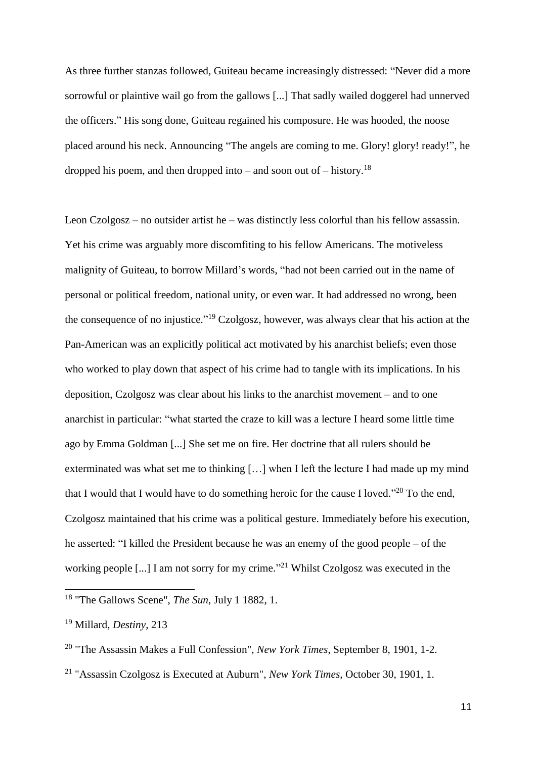As three further stanzas followed, Guiteau became increasingly distressed: “Never did a more sorrowful or plaintive wail go from the gallows [...] That sadly wailed doggerel had unnerved the officers.” His song done, Guiteau regained his composure. He was hooded, the noose placed around his neck. Announcing “The angels are coming to me. Glory! glory! ready!”, he dropped his poem, and then dropped into – and soon out of – history.[18]

Leon Czolgosz – no outsider artist he – was distinctly less colorful than his fellow assassin. Yet his crime was arguably more discomfiting to his fellow Americans. The motiveless malignity of Guiteau, to borrow Millard’s words, “had not been carried out in the name of personal or political freedom, national unity, or even war. It had addressed no wrong, been the consequence of no injustice.”[19] Czolgosz, however, was always clear that his action at the Pan-American was an explicitly political act motivated by his anarchist beliefs; even those who worked to play down that aspect of his crime had to tangle with its implications. In his deposition, Czolgosz was clear about his links to the anarchist movement – and to one anarchist in particular: “what started the craze to kill was a lecture I heard some little time ago by Emma Goldman [...] She set me on fire. Her doctrine that all rulers should be exterminated was what set me to thinking […] when I left the lecture I had made up my mind that I would that I would have to do something heroic for the cause I loved.”[20] To the end, Czolgosz maintained that his crime was a political gesture. Immediately before his execution, he asserted: “I killed the President because he was an enemy of the good people – of the working people [...] I am not sorry for my crime.”[21] Whilst Czolgosz was executed in the

[18] "The Gallows Scene", *The Sun*, July 1 1882, 1.

[19] Millard, *Destiny*, 213

[20] "The Assassin Makes a Full Confession", *New York Times*, September 8, 1901, 1-2.

[21] "Assassin Czolgosz is Executed at Auburn", *New York Times*, October 30, 1901, 1.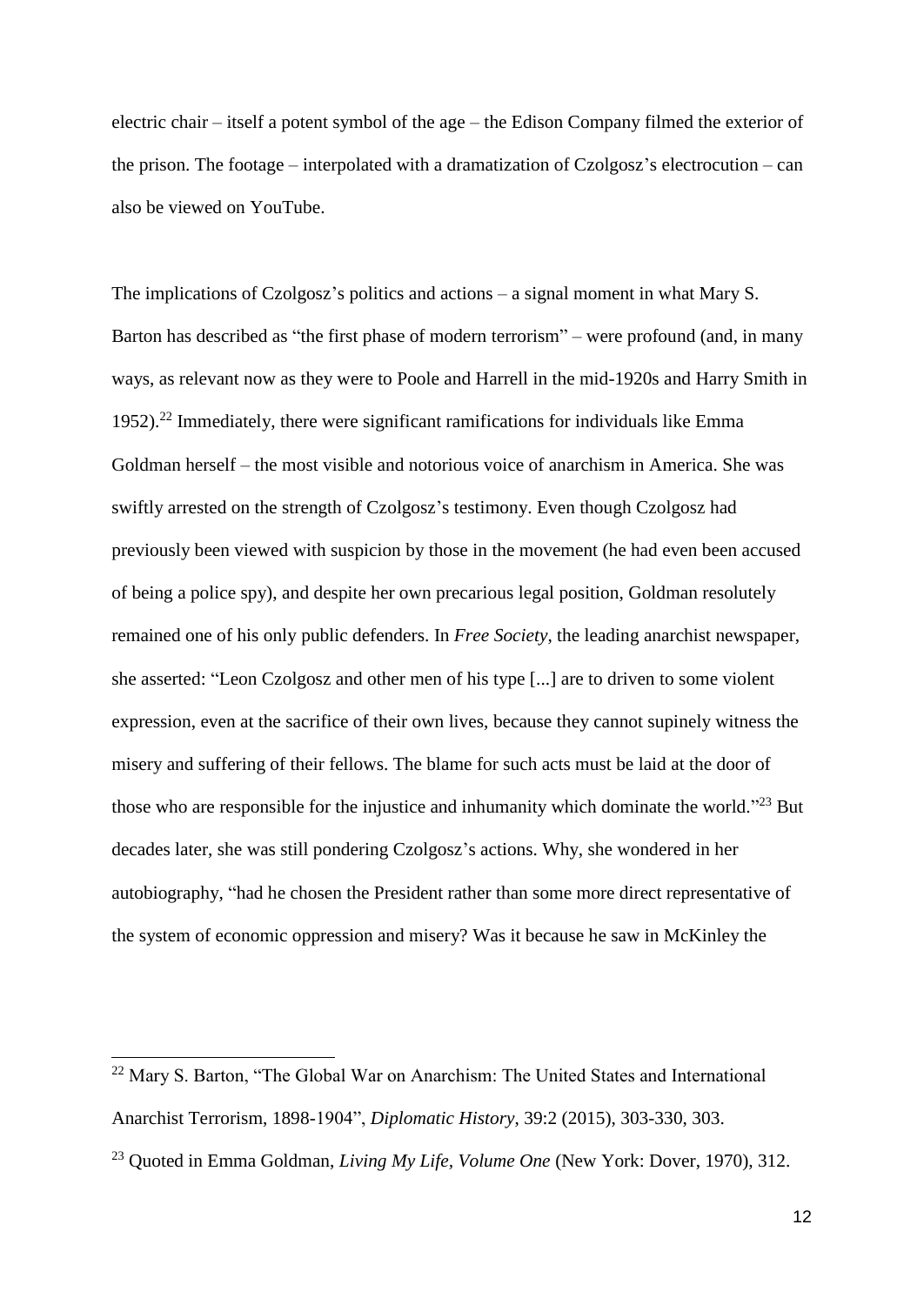electric chair – itself a potent symbol of the age – the Edison Company filmed the exterior of the prison. The footage – interpolated with a dramatization of Czolgosz's electrocution – can also be viewed on YouTube.

The implications of Czolgosz's politics and actions – a signal moment in what Mary S. Barton has described as "the first phase of modern terrorism" – were profound (and, in many ways, as relevant now as they were to Poole and Harrell in the mid-1920s and Harry Smith in 1952).[22] Immediately, there were significant ramifications for individuals like Emma Goldman herself – the most visible and notorious voice of anarchism in America. She was swiftly arrested on the strength of Czolgosz's testimony. Even though Czolgosz had previously been viewed with suspicion by those in the movement (he had even been accused of being a police spy), and despite her own precarious legal position, Goldman resolutely remained one of his only public defenders. In *Free Society*, the leading anarchist newspaper, she asserted: "Leon Czolgosz and other men of his type [...] are to driven to some violent expression, even at the sacrifice of their own lives, because they cannot supinely witness the misery and suffering of their fellows. The blame for such acts must be laid at the door of those who are responsible for the injustice and inhumanity which dominate the world."[23] But decades later, she was still pondering Czolgosz's actions. Why, she wondered in her autobiography, "had he chosen the President rather than some more direct representative of the system of economic oppression and misery? Was it because he saw in McKinley the

---

[22] Mary S. Barton, "The Global War on Anarchism: The United States and International Anarchist Terrorism, 1898-1904", *Diplomatic History*, 39:2 (2015), 303-330, 303.

[23] Quoted in Emma Goldman, *Living My Life, Volume One* (New York: Dover, 1970), 312.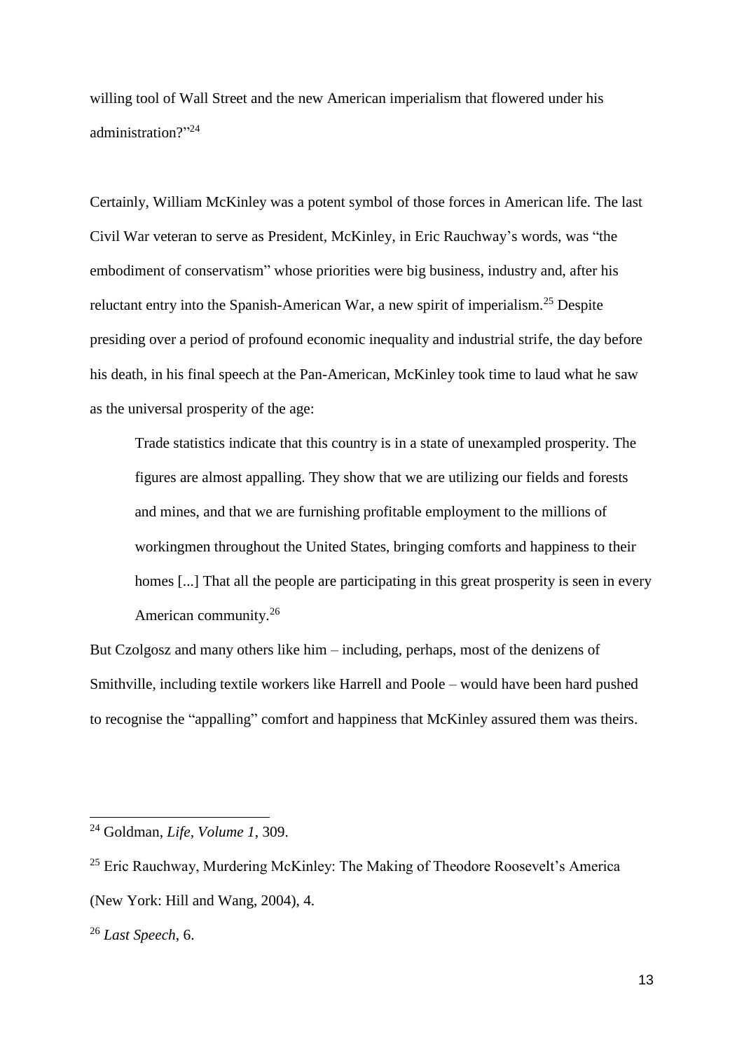willing tool of Wall Street and the new American imperialism that flowered under his administration?"[24]

Certainly, William McKinley was a potent symbol of those forces in American life. The last Civil War veteran to serve as President, McKinley, in Eric Rauchway's words, was "the embodiment of conservatism" whose priorities were big business, industry and, after his reluctant entry into the Spanish-American War, a new spirit of imperialism.[25] Despite presiding over a period of profound economic inequality and industrial strife, the day before his death, in his final speech at the Pan-American, McKinley took time to laud what he saw as the universal prosperity of the age:

> Trade statistics indicate that this country is in a state of unexampled prosperity. The figures are almost appalling. They show that we are utilizing our fields and forests and mines, and that we are furnishing profitable employment to the millions of workingmen throughout the United States, bringing comforts and happiness to their homes [...] That all the people are participating in this great prosperity is seen in every American community.[26]

But Czolgosz and many others like him – including, perhaps, most of the denizens of Smithville, including textile workers like Harrell and Poole – would have been hard pushed to recognise the "appalling" comfort and happiness that McKinley assured them was theirs.

---

[24] Goldman, *Life, Volume 1*, 309.

[25] Eric Rauchway, Murdering McKinley: The Making of Theodore Roosevelt's America (New York: Hill and Wang, 2004), 4.

[26] *Last Speech*, 6.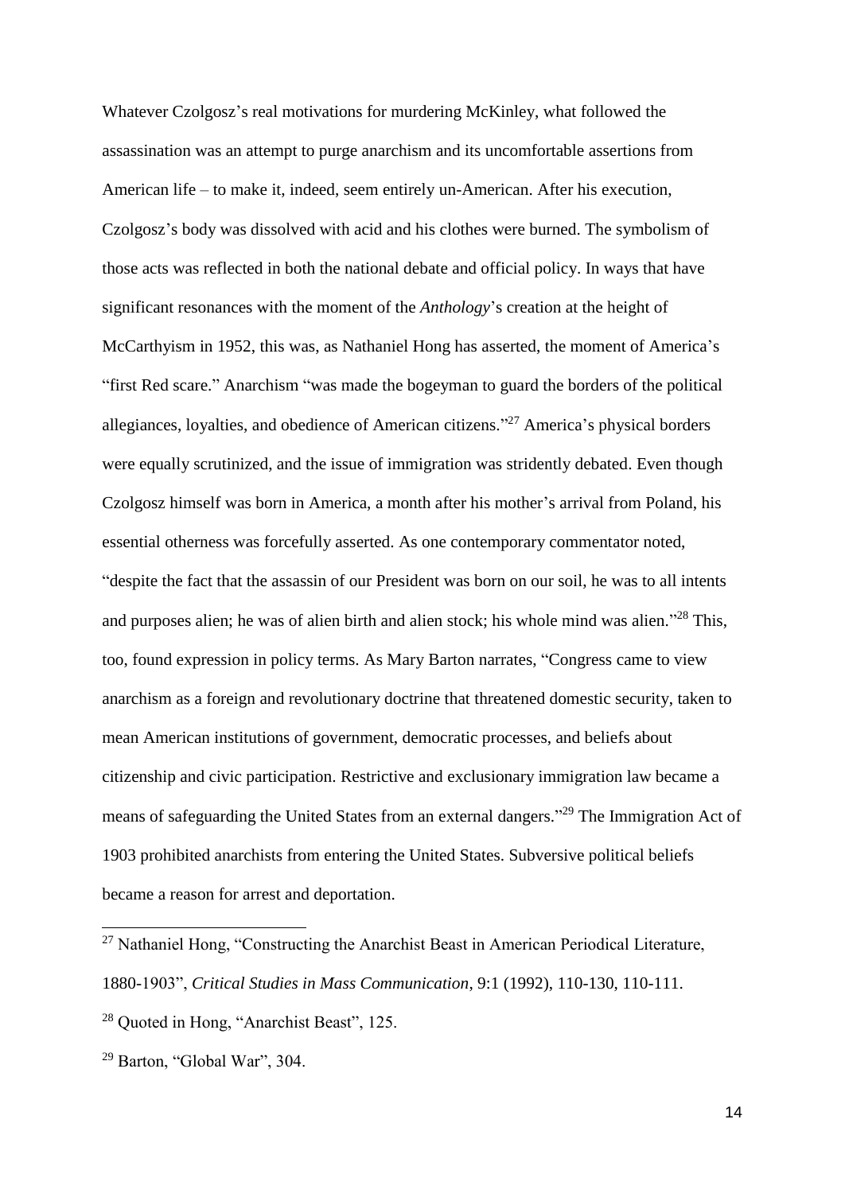Whatever Czolgosz's real motivations for murdering McKinley, what followed the assassination was an attempt to purge anarchism and its uncomfortable assertions from American life – to make it, indeed, seem entirely un-American. After his execution, Czolgosz's body was dissolved with acid and his clothes were burned. The symbolism of those acts was reflected in both the national debate and official policy. In ways that have significant resonances with the moment of the *Anthology*'s creation at the height of McCarthyism in 1952, this was, as Nathaniel Hong has asserted, the moment of America's "first Red scare." Anarchism "was made the bogeyman to guard the borders of the political allegiances, loyalties, and obedience of American citizens."[27] America's physical borders were equally scrutinized, and the issue of immigration was stridently debated. Even though Czolgosz himself was born in America, a month after his mother's arrival from Poland, his essential otherness was forcefully asserted. As one contemporary commentator noted, "despite the fact that the assassin of our President was born on our soil, he was to all intents and purposes alien; he was of alien birth and alien stock; his whole mind was alien."[28] This, too, found expression in policy terms. As Mary Barton narrates, "Congress came to view anarchism as a foreign and revolutionary doctrine that threatened domestic security, taken to mean American institutions of government, democratic processes, and beliefs about citizenship and civic participation. Restrictive and exclusionary immigration law became a means of safeguarding the United States from an external dangers."[29] The Immigration Act of 1903 prohibited anarchists from entering the United States. Subversive political beliefs became a reason for arrest and deportation.

---

[27] Nathaniel Hong, "Constructing the Anarchist Beast in American Periodical Literature, 1880-1903", *Critical Studies in Mass Communication*, 9:1 (1992), 110-130, 110-111.

[28] Quoted in Hong, "Anarchist Beast", 125.

[29] Barton, "Global War", 304.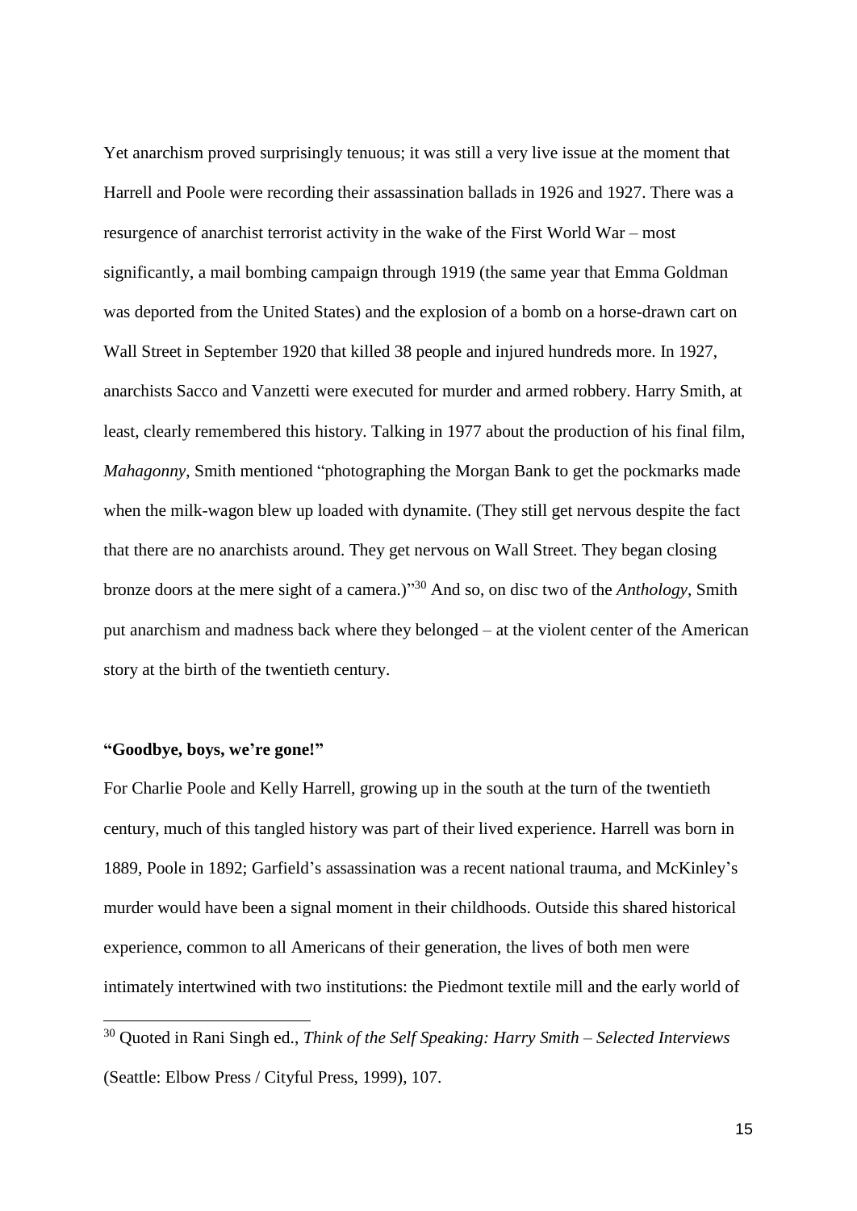Yet anarchism proved surprisingly tenuous; it was still a very live issue at the moment that Harrell and Poole were recording their assassination ballads in 1926 and 1927. There was a resurgence of anarchist terrorist activity in the wake of the First World War – most significantly, a mail bombing campaign through 1919 (the same year that Emma Goldman was deported from the United States) and the explosion of a bomb on a horse-drawn cart on Wall Street in September 1920 that killed 38 people and injured hundreds more. In 1927, anarchists Sacco and Vanzetti were executed for murder and armed robbery. Harry Smith, at least, clearly remembered this history. Talking in 1977 about the production of his final film, *Mahagonny*, Smith mentioned "photographing the Morgan Bank to get the pockmarks made when the milk-wagon blew up loaded with dynamite. (They still get nervous despite the fact that there are no anarchists around. They get nervous on Wall Street. They began closing bronze doors at the mere sight of a camera.)"[30] And so, on disc two of the *Anthology*, Smith put anarchism and madness back where they belonged – at the violent center of the American story at the birth of the twentieth century.

**"Goodbye, boys, we're gone!"**

For Charlie Poole and Kelly Harrell, growing up in the south at the turn of the twentieth century, much of this tangled history was part of their lived experience. Harrell was born in 1889, Poole in 1892; Garfield's assassination was a recent national trauma, and McKinley's murder would have been a signal moment in their childhoods. Outside this shared historical experience, common to all Americans of their generation, the lives of both men were intimately intertwined with two institutions: the Piedmont textile mill and the early world of

---

[30] Quoted in Rani Singh ed., *Think of the Self Speaking: Harry Smith – Selected Interviews* (Seattle: Elbow Press / Cityful Press, 1999), 107.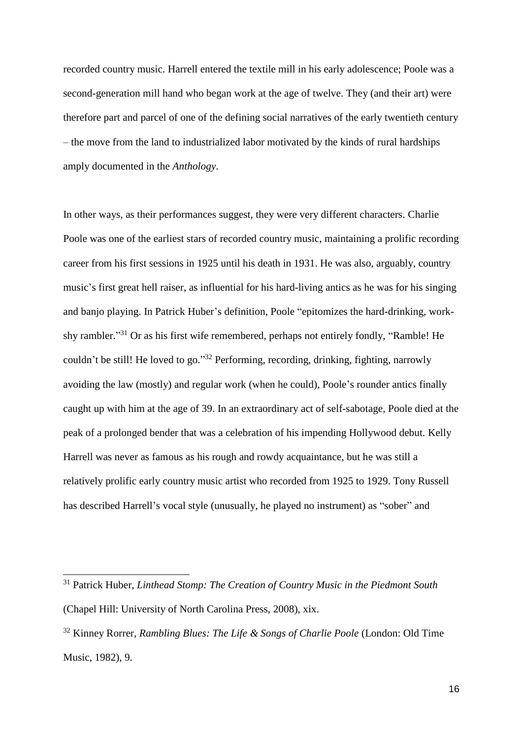recorded country music. Harrell entered the textile mill in his early adolescence; Poole was a second-generation mill hand who began work at the age of twelve. They (and their art) were therefore part and parcel of one of the defining social narratives of the early twentieth century – the move from the land to industrialized labor motivated by the kinds of rural hardships amply documented in the *Anthology*.

In other ways, as their performances suggest, they were very different characters. Charlie Poole was one of the earliest stars of recorded country music, maintaining a prolific recording career from his first sessions in 1925 until his death in 1931. He was also, arguably, country music's first great hell raiser, as influential for his hard-living antics as he was for his singing and banjo playing. In Patrick Huber's definition, Poole "epitomizes the hard-drinking, work-shy rambler."[31] Or as his first wife remembered, perhaps not entirely fondly, "Ramble! He couldn't be still! He loved to go."[32] Performing, recording, drinking, fighting, narrowly avoiding the law (mostly) and regular work (when he could), Poole's rounder antics finally caught up with him at the age of 39. In an extraordinary act of self-sabotage, Poole died at the peak of a prolonged bender that was a celebration of his impending Hollywood debut. Kelly Harrell was never as famous as his rough and rowdy acquaintance, but he was still a relatively prolific early country music artist who recorded from 1925 to 1929. Tony Russell has described Harrell's vocal style (unusually, he played no instrument) as "sober" and

---

[31] Patrick Huber, *Linthead Stomp: The Creation of Country Music in the Piedmont South* (Chapel Hill: University of North Carolina Press, 2008), xix.

[32] Kinney Rorrer, *Rambling Blues: The Life & Songs of Charlie Poole* (London: Old Time Music, 1982), 9.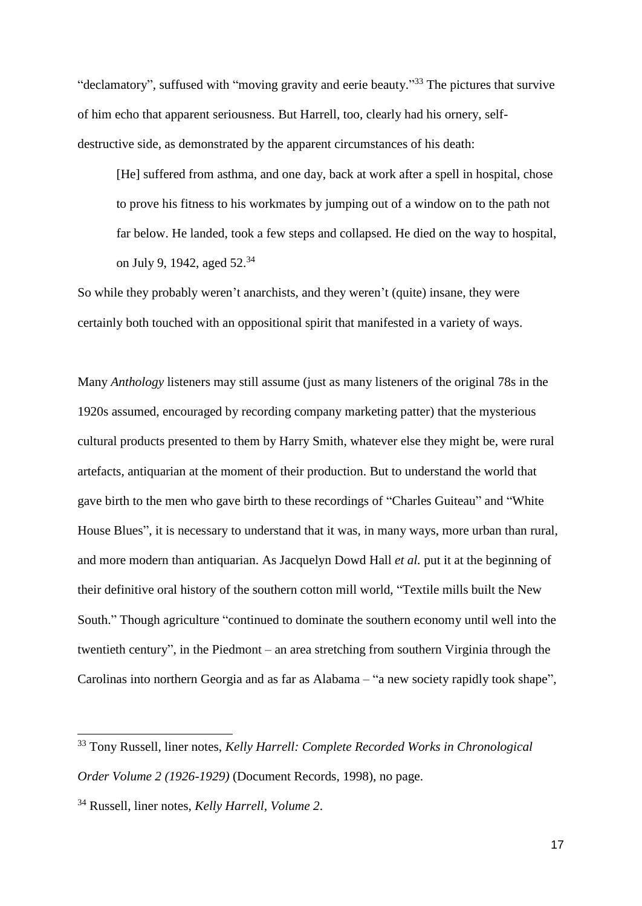"declamatory", suffused with "moving gravity and eerie beauty."[33] The pictures that survive of him echo that apparent seriousness. But Harrell, too, clearly had his ornery, self-destructive side, as demonstrated by the apparent circumstances of his death:

> [He] suffered from asthma, and one day, back at work after a spell in hospital, chose to prove his fitness to his workmates by jumping out of a window on to the path not far below. He landed, took a few steps and collapsed. He died on the way to hospital, on July 9, 1942, aged 52.[34]

So while they probably weren't anarchists, and they weren't (quite) insane, they were certainly both touched with an oppositional spirit that manifested in a variety of ways.

Many *Anthology* listeners may still assume (just as many listeners of the original 78s in the 1920s assumed, encouraged by recording company marketing patter) that the mysterious cultural products presented to them by Harry Smith, whatever else they might be, were rural artefacts, antiquarian at the moment of their production. But to understand the world that gave birth to the men who gave birth to these recordings of "Charles Guiteau" and "White House Blues", it is necessary to understand that it was, in many ways, more urban than rural, and more modern than antiquarian. As Jacquelyn Dowd Hall *et al.* put it at the beginning of their definitive oral history of the southern cotton mill world, "Textile mills built the New South." Though agriculture "continued to dominate the southern economy until well into the twentieth century", in the Piedmont – an area stretching from southern Virginia through the Carolinas into northern Georgia and as far as Alabama – "a new society rapidly took shape",

---

[33] Tony Russell, liner notes, *Kelly Harrell: Complete Recorded Works in Chronological Order Volume 2 (1926-1929)* (Document Records, 1998), no page.

[34] Russell, liner notes, *Kelly Harrell, Volume 2*.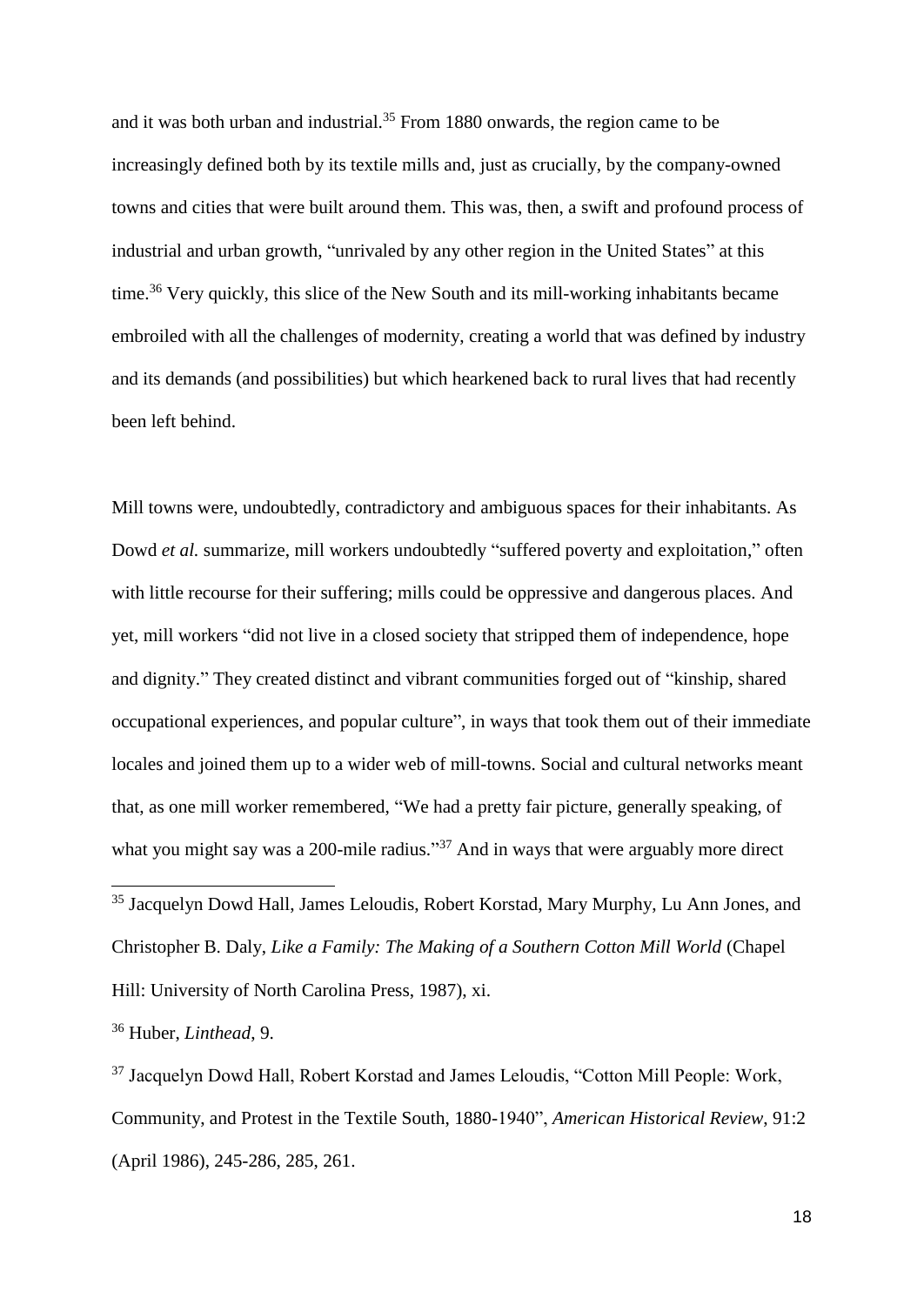and it was both urban and industrial.[35] From 1880 onwards, the region came to be increasingly defined both by its textile mills and, just as crucially, by the company-owned towns and cities that were built around them. This was, then, a swift and profound process of industrial and urban growth, "unrivaled by any other region in the United States" at this time.[36] Very quickly, this slice of the New South and its mill-working inhabitants became embroiled with all the challenges of modernity, creating a world that was defined by industry and its demands (and possibilities) but which hearkened back to rural lives that had recently been left behind.

Mill towns were, undoubtedly, contradictory and ambiguous spaces for their inhabitants. As Dowd *et al.* summarize, mill workers undoubtedly "suffered poverty and exploitation," often with little recourse for their suffering; mills could be oppressive and dangerous places. And yet, mill workers "did not live in a closed society that stripped them of independence, hope and dignity." They created distinct and vibrant communities forged out of "kinship, shared occupational experiences, and popular culture", in ways that took them out of their immediate locales and joined them up to a wider web of mill-towns. Social and cultural networks meant that, as one mill worker remembered, "We had a pretty fair picture, generally speaking, of what you might say was a 200-mile radius."[37] And in ways that were arguably more direct

---

[35] Jacquelyn Dowd Hall, James Leloudis, Robert Korstad, Mary Murphy, Lu Ann Jones, and Christopher B. Daly, *Like a Family: The Making of a Southern Cotton Mill World* (Chapel Hill: University of North Carolina Press, 1987), xi.

[36] Huber, *Linthead*, 9.

[37] Jacquelyn Dowd Hall, Robert Korstad and James Leloudis, "Cotton Mill People: Work, Community, and Protest in the Textile South, 1880-1940", *American Historical Review*, 91:2 (April 1986), 245-286, 285, 261.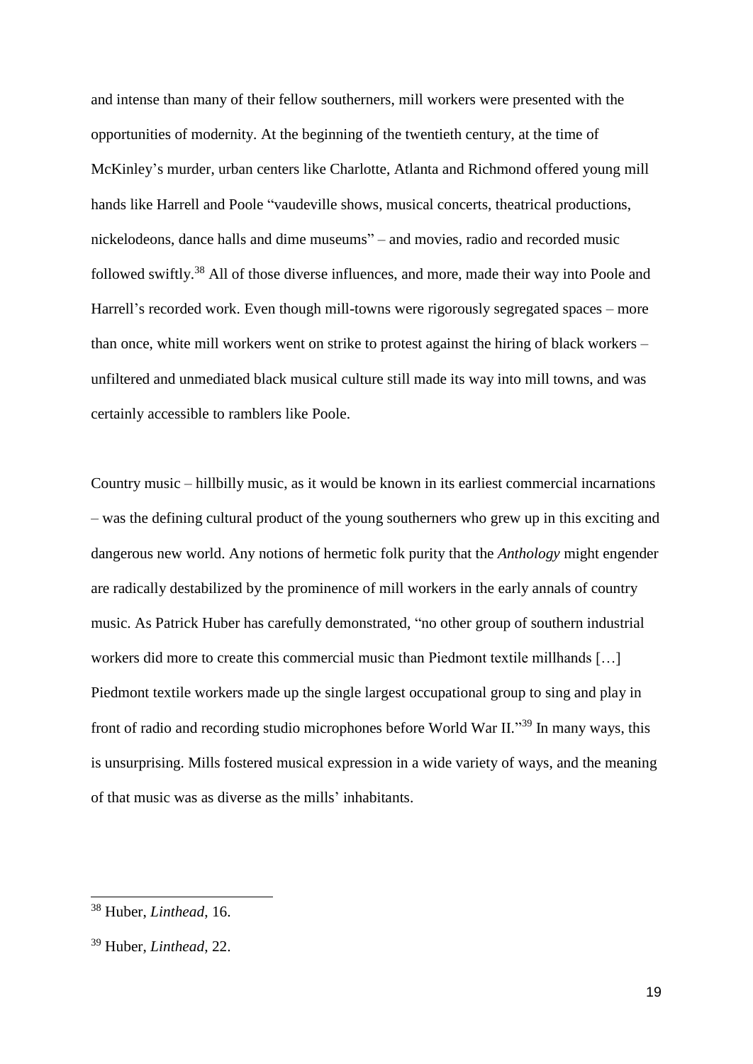and intense than many of their fellow southerners, mill workers were presented with the opportunities of modernity. At the beginning of the twentieth century, at the time of McKinley's murder, urban centers like Charlotte, Atlanta and Richmond offered young mill hands like Harrell and Poole "vaudeville shows, musical concerts, theatrical productions, nickelodeons, dance halls and dime museums" – and movies, radio and recorded music followed swiftly.[38] All of those diverse influences, and more, made their way into Poole and Harrell's recorded work. Even though mill-towns were rigorously segregated spaces – more than once, white mill workers went on strike to protest against the hiring of black workers – unfiltered and unmediated black musical culture still made its way into mill towns, and was certainly accessible to ramblers like Poole.

Country music – hillbilly music, as it would be known in its earliest commercial incarnations – was the defining cultural product of the young southerners who grew up in this exciting and dangerous new world. Any notions of hermetic folk purity that the *Anthology* might engender are radically destabilized by the prominence of mill workers in the early annals of country music. As Patrick Huber has carefully demonstrated, "no other group of southern industrial workers did more to create this commercial music than Piedmont textile millhands […] Piedmont textile workers made up the single largest occupational group to sing and play in front of radio and recording studio microphones before World War II."[39] In many ways, this is unsurprising. Mills fostered musical expression in a wide variety of ways, and the meaning of that music was as diverse as the mills' inhabitants.

---

[38] Huber, *Linthead*, 16.

[39] Huber, *Linthead*, 22.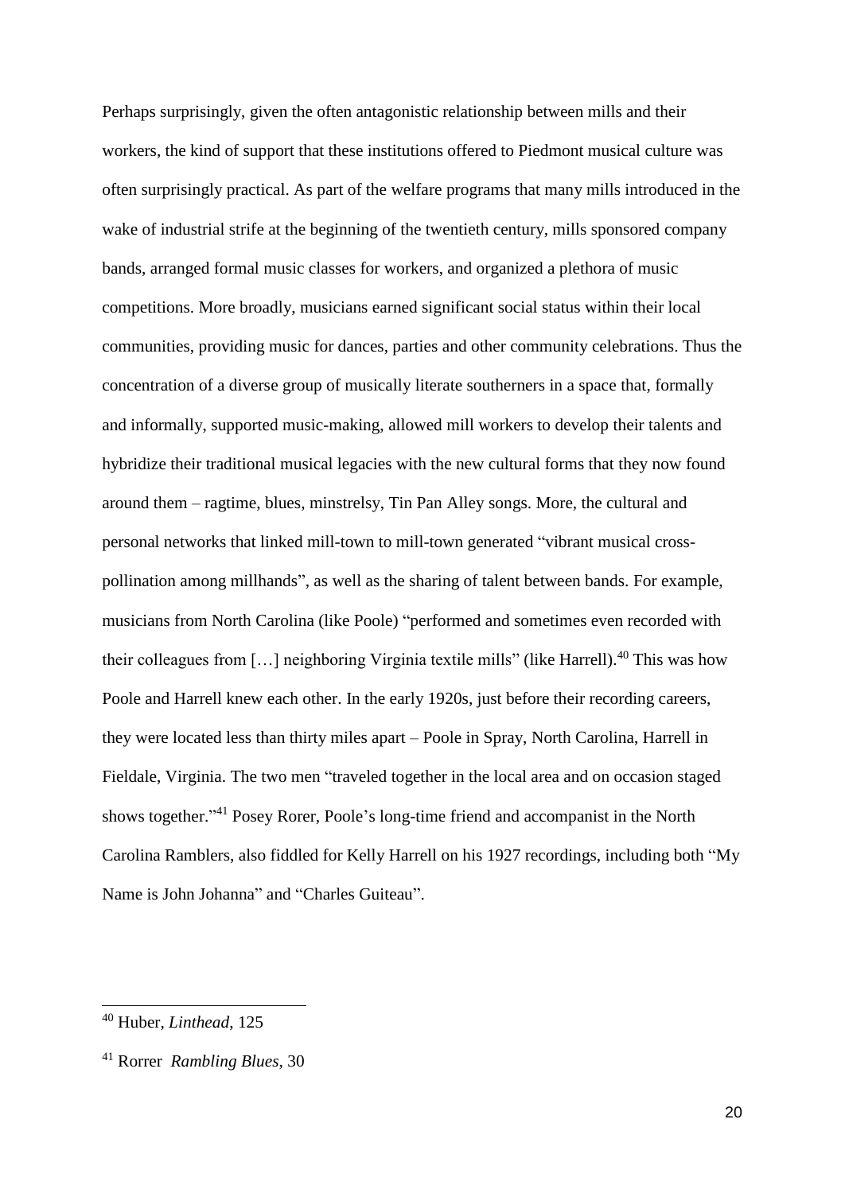Perhaps surprisingly, given the often antagonistic relationship between mills and their workers, the kind of support that these institutions offered to Piedmont musical culture was often surprisingly practical. As part of the welfare programs that many mills introduced in the wake of industrial strife at the beginning of the twentieth century, mills sponsored company bands, arranged formal music classes for workers, and organized a plethora of music competitions. More broadly, musicians earned significant social status within their local communities, providing music for dances, parties and other community celebrations. Thus the concentration of a diverse group of musically literate southerners in a space that, formally and informally, supported music-making, allowed mill workers to develop their talents and hybridize their traditional musical legacies with the new cultural forms that they now found around them – ragtime, blues, minstrelsy, Tin Pan Alley songs. More, the cultural and personal networks that linked mill-town to mill-town generated "vibrant musical cross-pollination among millhands", as well as the sharing of talent between bands. For example, musicians from North Carolina (like Poole) "performed and sometimes even recorded with their colleagues from […] neighboring Virginia textile mills" (like Harrell).[40] This was how Poole and Harrell knew each other. In the early 1920s, just before their recording careers, they were located less than thirty miles apart – Poole in Spray, North Carolina, Harrell in Fieldale, Virginia. The two men "traveled together in the local area and on occasion staged shows together."[41] Posey Rorer, Poole's long-time friend and accompanist in the North Carolina Ramblers, also fiddled for Kelly Harrell on his 1927 recordings, including both "My Name is John Johanna" and "Charles Guiteau".

---

[40] Huber, *Linthead*, 125

[41] Rorer *Rambling Blues*, 30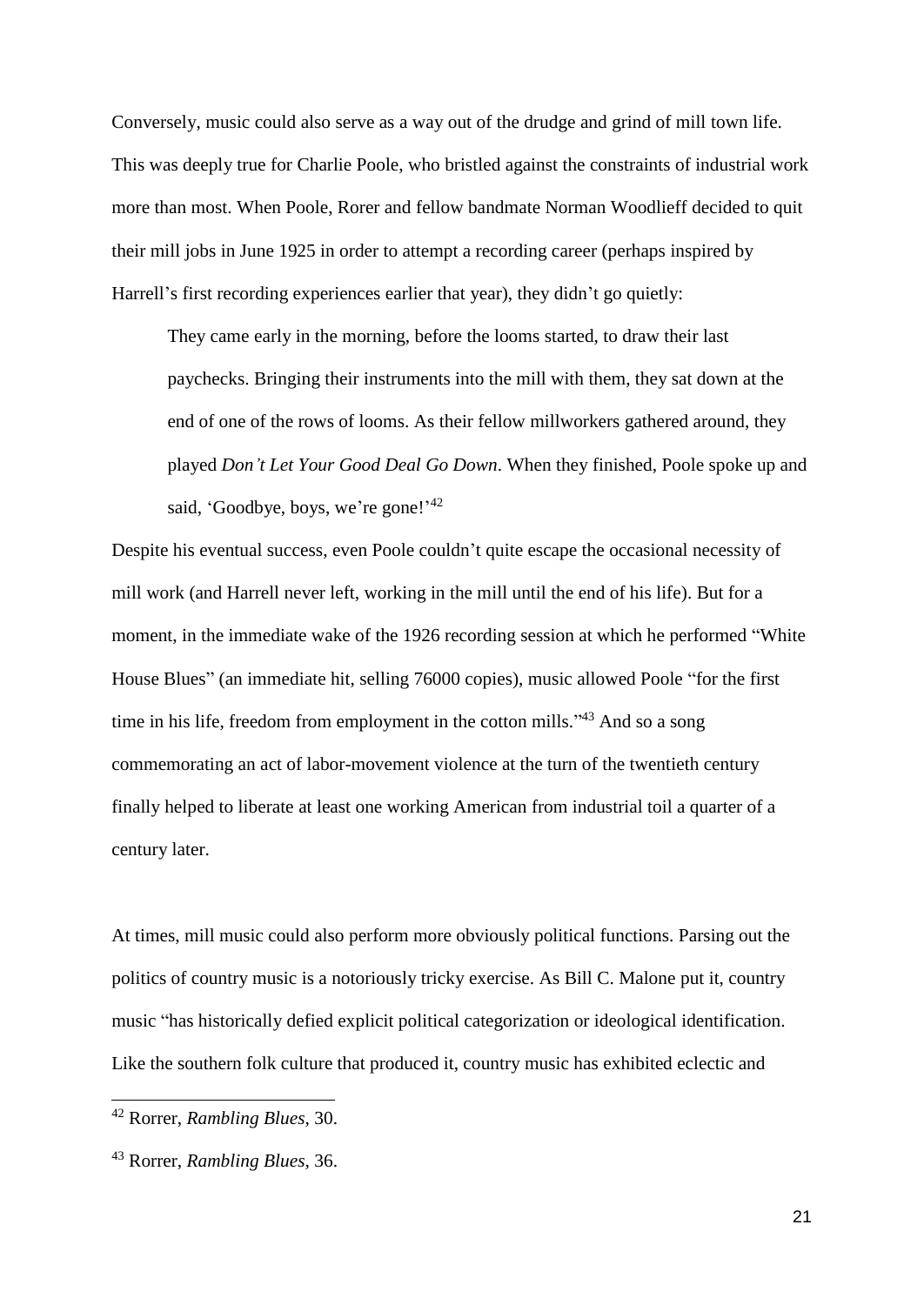Conversely, music could also serve as a way out of the drudge and grind of mill town life. This was deeply true for Charlie Poole, who bristled against the constraints of industrial work more than most. When Poole, Rorer and fellow bandmate Norman Woodlieff decided to quit their mill jobs in June 1925 in order to attempt a recording career (perhaps inspired by Harrell's first recording experiences earlier that year), they didn't go quietly:

> They came early in the morning, before the looms started, to draw their last paychecks. Bringing their instruments into the mill with them, they sat down at the end of one of the rows of looms. As their fellow millworkers gathered around, they played *Don't Let Your Good Deal Go Down*. When they finished, Poole spoke up and said, 'Goodbye, boys, we're gone!'[42]

Despite his eventual success, even Poole couldn't quite escape the occasional necessity of mill work (and Harrell never left, working in the mill until the end of his life). But for a moment, in the immediate wake of the 1926 recording session at which he performed "White House Blues" (an immediate hit, selling 76000 copies), music allowed Poole "for the first time in his life, freedom from employment in the cotton mills."[43] And so a song commemorating an act of labor-movement violence at the turn of the twentieth century finally helped to liberate at least one working American from industrial toil a quarter of a century later.

At times, mill music could also perform more obviously political functions. Parsing out the politics of country music is a notoriously tricky exercise. As Bill C. Malone put it, country music "has historically defied explicit political categorization or ideological identification. Like the southern folk culture that produced it, country music has exhibited eclectic and

---

[42] Rorer, *Rambling Blues*, 30.

[43] Rorer, *Rambling Blues*, 36.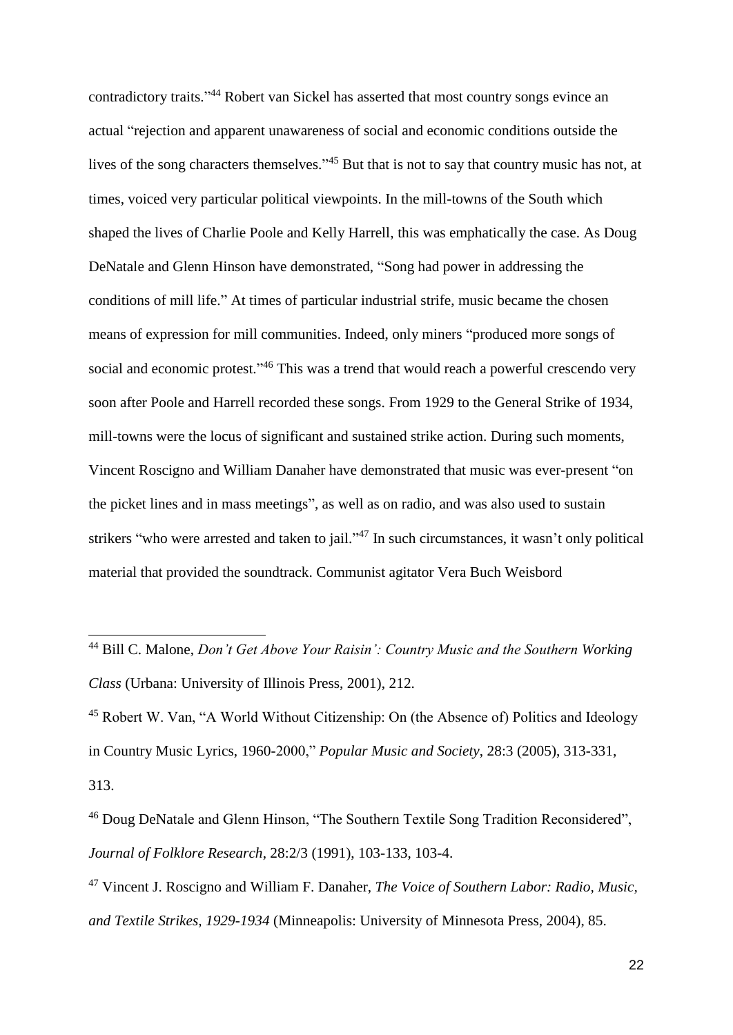contradictory traits."[44] Robert van Sickel has asserted that most country songs evince an actual "rejection and apparent unawareness of social and economic conditions outside the lives of the song characters themselves."[45] But that is not to say that country music has not, at times, voiced very particular political viewpoints. In the mill-towns of the South which shaped the lives of Charlie Poole and Kelly Harrell, this was emphatically the case. As Doug DeNatale and Glenn Hinson have demonstrated, "Song had power in addressing the conditions of mill life." At times of particular industrial strife, music became the chosen means of expression for mill communities. Indeed, only miners "produced more songs of social and economic protest."[46] This was a trend that would reach a powerful crescendo very soon after Poole and Harrell recorded these songs. From 1929 to the General Strike of 1934, mill-towns were the locus of significant and sustained strike action. During such moments, Vincent Roscigno and William Danaher have demonstrated that music was ever-present "on the picket lines and in mass meetings", as well as on radio, and was also used to sustain strikers "who were arrested and taken to jail."[47] In such circumstances, it wasn't only political material that provided the soundtrack. Communist agitator Vera Buch Weisbord

---

[44] Bill C. Malone, *Don't Get Above Your Raisin': Country Music and the Southern Working Class* (Urbana: University of Illinois Press, 2001), 212.

[45] Robert W. Van, "A World Without Citizenship: On (the Absence of) Politics and Ideology in Country Music Lyrics, 1960-2000," *Popular Music and Society*, 28:3 (2005), 313-331, 313.

[46] Doug DeNatale and Glenn Hinson, "The Southern Textile Song Tradition Reconsidered", *Journal of Folklore Research*, 28:2/3 (1991), 103-133, 103-4.

[47] Vincent J. Roscigno and William F. Danaher, *The Voice of Southern Labor: Radio, Music, and Textile Strikes, 1929-1934* (Minneapolis: University of Minnesota Press, 2004), 85.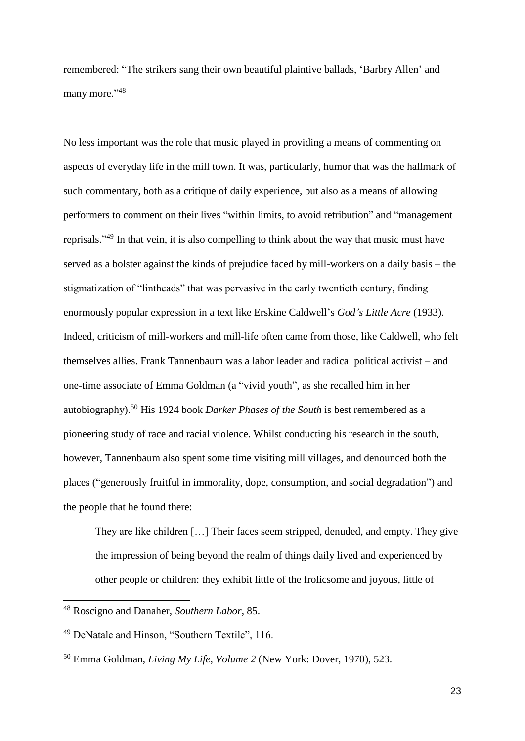remembered: "The strikers sang their own beautiful plaintive ballads, 'Barbry Allen' and many more."[48]

No less important was the role that music played in providing a means of commenting on aspects of everyday life in the mill town. It was, particularly, humor that was the hallmark of such commentary, both as a critique of daily experience, but also as a means of allowing performers to comment on their lives "within limits, to avoid retribution" and "management reprisals."[49] In that vein, it is also compelling to think about the way that music must have served as a bolster against the kinds of prejudice faced by mill-workers on a daily basis – the stigmatization of "lintheads" that was pervasive in the early twentieth century, finding enormously popular expression in a text like Erskine Caldwell's *God's Little Acre* (1933). Indeed, criticism of mill-workers and mill-life often came from those, like Caldwell, who felt themselves allies. Frank Tannenbaum was a labor leader and radical political activist – and one-time associate of Emma Goldman (a "vivid youth", as she recalled him in her autobiography).[50] His 1924 book *Darker Phases of the South* is best remembered as a pioneering study of race and racial violence. Whilst conducting his research in the south, however, Tannenbaum also spent some time visiting mill villages, and denounced both the places ("generously fruitful in immorality, dope, consumption, and social degradation") and the people that he found there:

> They are like children […] Their faces seem stripped, denuded, and empty. They give the impression of being beyond the realm of things daily lived and experienced by other people or children: they exhibit little of the frolicsome and joyous, little of

---

[48] Roscigno and Danaher, *Southern Labor*, 85.

[49] DeNatale and Hinson, "Southern Textile", 116.

[50] Emma Goldman, *Living My Life, Volume 2* (New York: Dover, 1970), 523.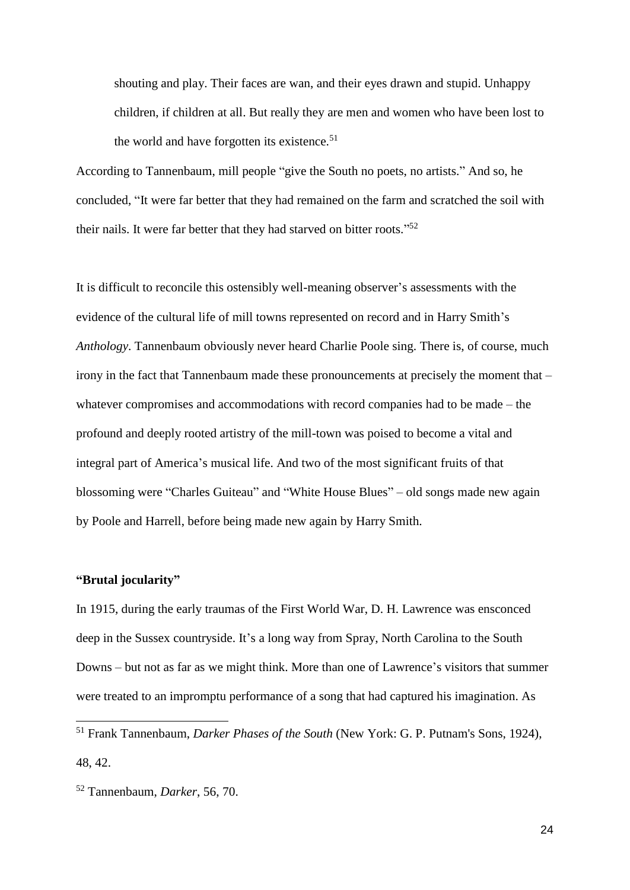> shouting and play. Their faces are wan, and their eyes drawn and stupid. Unhappy children, if children at all. But really they are men and women who have been lost to the world and have forgotten its existence.[51]

According to Tannenbaum, mill people "give the South no poets, no artists." And so, he concluded, "It were far better that they had remained on the farm and scratched the soil with their nails. It were far better that they had starved on bitter roots."[52]

It is difficult to reconcile this ostensibly well-meaning observer's assessments with the evidence of the cultural life of mill towns represented on record and in Harry Smith's *Anthology*. Tannenbaum obviously never heard Charlie Poole sing. There is, of course, much irony in the fact that Tannenbaum made these pronouncements at precisely the moment that – whatever compromises and accommodations with record companies had to be made – the profound and deeply rooted artistry of the mill-town was poised to become a vital and integral part of America's musical life. And two of the most significant fruits of that blossoming were "Charles Guiteau" and "White House Blues" – old songs made new again by Poole and Harrell, before being made new again by Harry Smith.

**"Brutal jocularity"**

In 1915, during the early traumas of the First World War, D. H. Lawrence was ensconced deep in the Sussex countryside. It's a long way from Spray, North Carolina to the South Downs – but not as far as we might think. More than one of Lawrence's visitors that summer were treated to an impromptu performance of a song that had captured his imagination. As

[51] Frank Tannenbaum, *Darker Phases of the South* (New York: G. P. Putnam's Sons, 1924), 48, 42.

[52] Tannenbaum, *Darker*, 56, 70.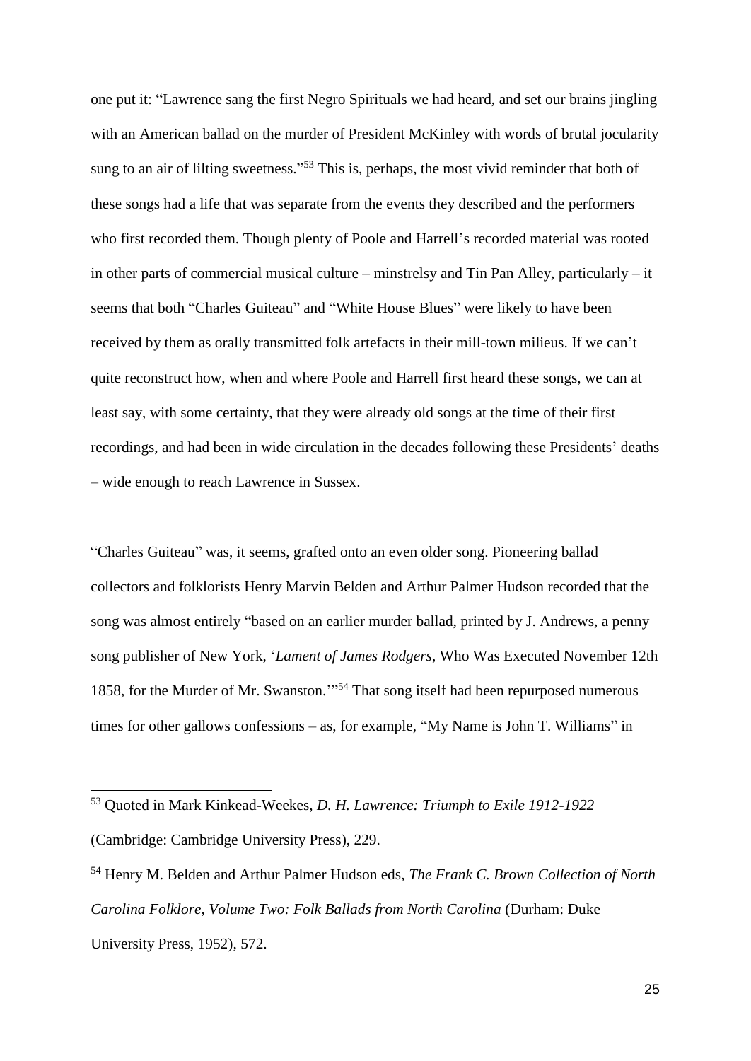one put it: "Lawrence sang the first Negro Spirituals we had heard, and set our brains jingling with an American ballad on the murder of President McKinley with words of brutal jocularity sung to an air of lilting sweetness."[53] This is, perhaps, the most vivid reminder that both of these songs had a life that was separate from the events they described and the performers who first recorded them. Though plenty of Poole and Harrell's recorded material was rooted in other parts of commercial musical culture – minstrelsy and Tin Pan Alley, particularly – it seems that both "Charles Guiteau" and "White House Blues" were likely to have been received by them as orally transmitted folk artefacts in their mill-town milieus. If we can't quite reconstruct how, when and where Poole and Harrell first heard these songs, we can at least say, with some certainty, that they were already old songs at the time of their first recordings, and had been in wide circulation in the decades following these Presidents' deaths – wide enough to reach Lawrence in Sussex.

"Charles Guiteau" was, it seems, grafted onto an even older song. Pioneering ballad collectors and folklorists Henry Marvin Belden and Arthur Palmer Hudson recorded that the song was almost entirely "based on an earlier murder ballad, printed by J. Andrews, a penny song publisher of New York, '*Lament of James Rodgers*, Who Was Executed November 12th 1858, for the Murder of Mr. Swanston.'"[54] That song itself had been repurposed numerous times for other gallows confessions – as, for example, "My Name is John T. Williams" in

---

[53] Quoted in Mark Kinkead-Weekes, *D. H. Lawrence: Triumph to Exile 1912-1922* (Cambridge: Cambridge University Press), 229.

[54] Henry M. Belden and Arthur Palmer Hudson eds, *The Frank C. Brown Collection of North Carolina Folklore, Volume Two: Folk Ballads from North Carolina* (Durham: Duke University Press, 1952), 572.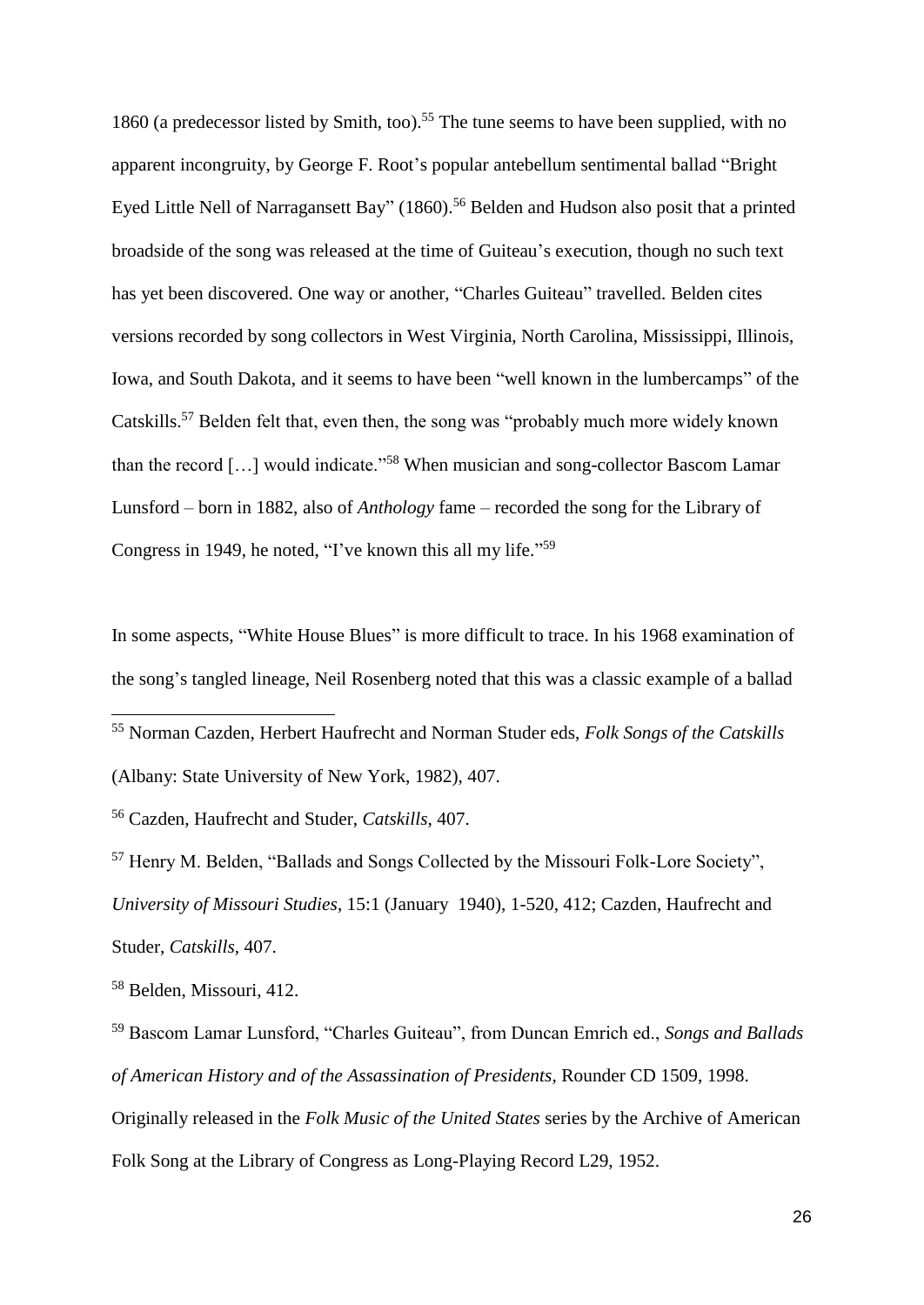1860 (a predecessor listed by Smith, too).[55] The tune seems to have been supplied, with no apparent incongruity, by George F. Root's popular antebellum sentimental ballad "Bright Eyed Little Nell of Narragansett Bay" (1860).[56] Belden and Hudson also posit that a printed broadside of the song was released at the time of Guiteau's execution, though no such text has yet been discovered. One way or another, "Charles Guiteau" travelled. Belden cites versions recorded by song collectors in West Virginia, North Carolina, Mississippi, Illinois, Iowa, and South Dakota, and it seems to have been "well known in the lumbercamps" of the Catskills.[57] Belden felt that, even then, the song was "probably much more widely known than the record […] would indicate."[58] When musician and song-collector Bascom Lamar Lunsford – born in 1882, also of *Anthology* fame – recorded the song for the Library of Congress in 1949, he noted, "I've known this all my life."[59]

In some aspects, "White House Blues" is more difficult to trace. In his 1968 examination of the song's tangled lineage, Neil Rosenberg noted that this was a classic example of a ballad

---

[55] Norman Cazden, Herbert Haufrecht and Norman Studer eds, *Folk Songs of the Catskills* (Albany: State University of New York, 1982), 407.

[56] Cazden, Haufrecht and Studer, *Catskills*, 407.

[57] Henry M. Belden, "Ballads and Songs Collected by the Missouri Folk-Lore Society", *University of Missouri Studies*, 15:1 (January 1940), 1-520, 412; Cazden, Haufrecht and Studer, *Catskills*, 407.

[58] Belden, Missouri, 412.

[59] Bascom Lamar Lunsford, "Charles Guiteau", from Duncan Emrich ed., *Songs and Ballads of American History and of the Assassination of Presidents*, Rounder CD 1509, 1998. Originally released in the *Folk Music of the United States* series by the Archive of American Folk Song at the Library of Congress as Long-Playing Record L29, 1952.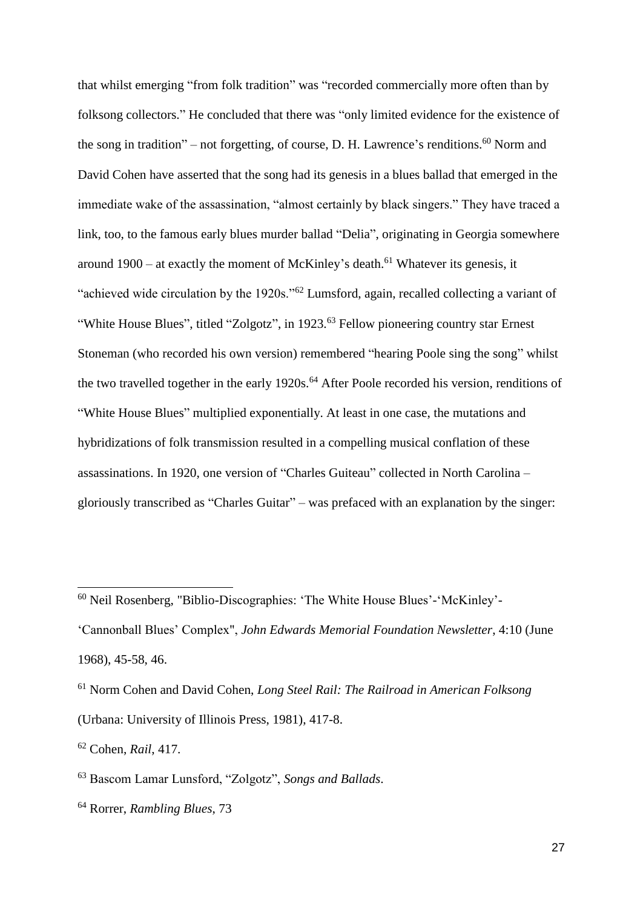that whilst emerging "from folk tradition" was "recorded commercially more often than by folksong collectors." He concluded that there was "only limited evidence for the existence of the song in tradition" – not forgetting, of course, D. H. Lawrence's renditions.[60] Norm and David Cohen have asserted that the song had its genesis in a blues ballad that emerged in the immediate wake of the assassination, "almost certainly by black singers." They have traced a link, too, to the famous early blues murder ballad "Delia", originating in Georgia somewhere around 1900 – at exactly the moment of McKinley's death.[61] Whatever its genesis, it "achieved wide circulation by the 1920s."[62] Lumsford, again, recalled collecting a variant of "White House Blues", titled "Zolgotz", in 1923.[63] Fellow pioneering country star Ernest Stoneman (who recorded his own version) remembered "hearing Poole sing the song" whilst the two travelled together in the early 1920s.[64] After Poole recorded his version, renditions of "White House Blues" multiplied exponentially. At least in one case, the mutations and hybridizations of folk transmission resulted in a compelling musical conflation of these assassinations. In 1920, one version of "Charles Guiteau" collected in North Carolina – gloriously transcribed as "Charles Guitar" – was prefaced with an explanation by the singer:

---

[60] Neil Rosenberg, "Biblio-Discographies: 'The White House Blues'-'McKinley'-'Cannonball Blues' Complex", *John Edwards Memorial Foundation Newsletter*, 4:10 (June 1968), 45-58, 46.

[61] Norm Cohen and David Cohen, *Long Steel Rail: The Railroad in American Folksong* (Urbana: University of Illinois Press, 1981), 417-8.

[62] Cohen, *Rail*, 417.

[63] Bascom Lamar Lunsford, "Zolgotz", *Songs and Ballads*.

[64] Rorrer, *Rambling Blues*, 73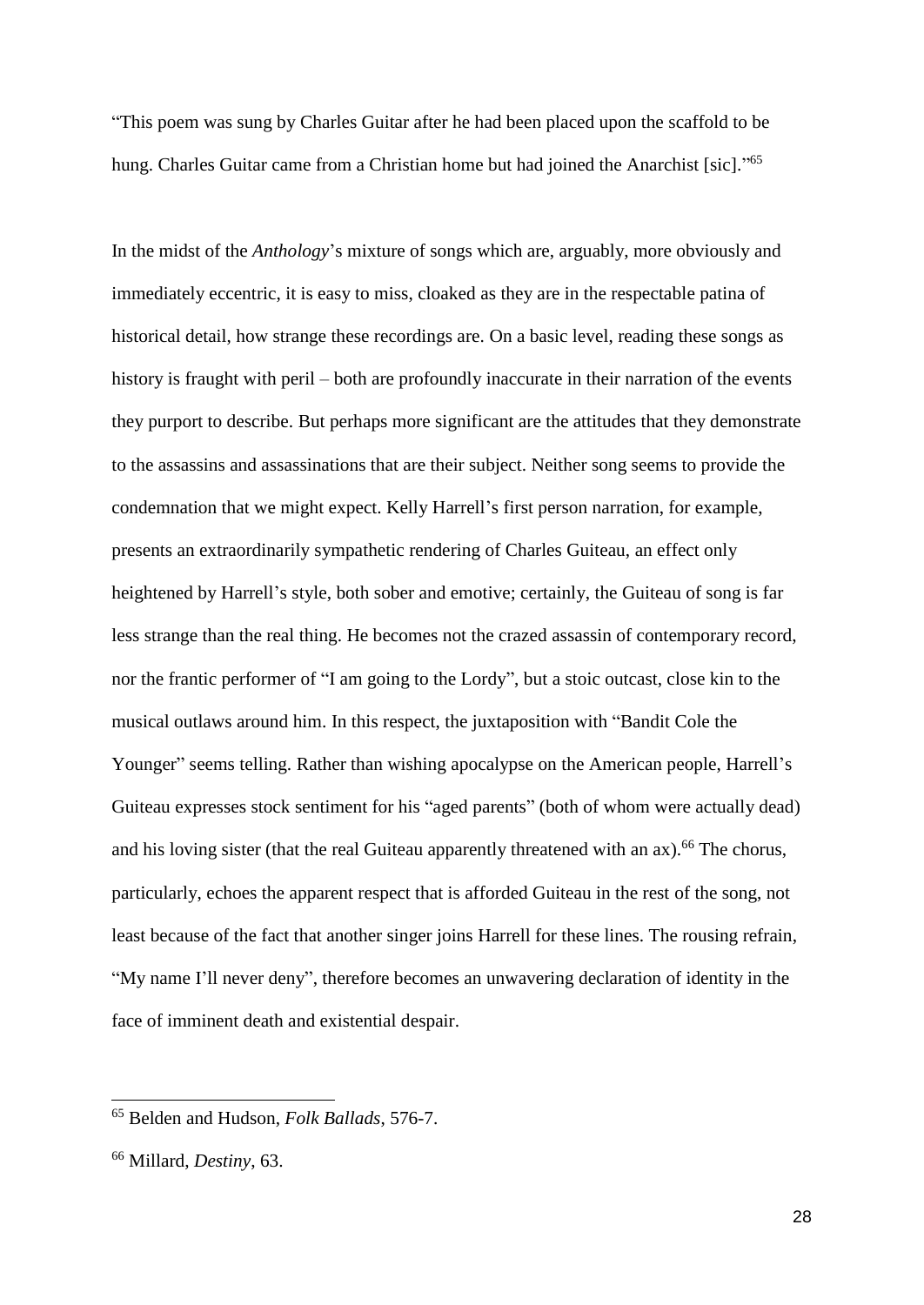"This poem was sung by Charles Guitar after he had been placed upon the scaffold to be hung. Charles Guitar came from a Christian home but had joined the Anarchist [sic]."[65]

In the midst of the *Anthology*'s mixture of songs which are, arguably, more obviously and immediately eccentric, it is easy to miss, cloaked as they are in the respectable patina of historical detail, how strange these recordings are. On a basic level, reading these songs as history is fraught with peril – both are profoundly inaccurate in their narration of the events they purport to describe. But perhaps more significant are the attitudes that they demonstrate to the assassins and assassinations that are their subject. Neither song seems to provide the condemnation that we might expect. Kelly Harrell's first person narration, for example, presents an extraordinarily sympathetic rendering of Charles Guiteau, an effect only heightened by Harrell's style, both sober and emotive; certainly, the Guiteau of song is far less strange than the real thing. He becomes not the crazed assassin of contemporary record, nor the frantic performer of "I am going to the Lordy", but a stoic outcast, close kin to the musical outlaws around him. In this respect, the juxtaposition with "Bandit Cole the Younger" seems telling. Rather than wishing apocalypse on the American people, Harrell's Guiteau expresses stock sentiment for his "aged parents" (both of whom were actually dead) and his loving sister (that the real Guiteau apparently threatened with an ax).[66] The chorus, particularly, echoes the apparent respect that is afforded Guiteau in the rest of the song, not least because of the fact that another singer joins Harrell for these lines. The rousing refrain, "My name I'll never deny", therefore becomes an unwavering declaration of identity in the face of imminent death and existential despair.

---

[65] Belden and Hudson, *Folk Ballads*, 576-7.

[66] Millard, *Destiny*, 63.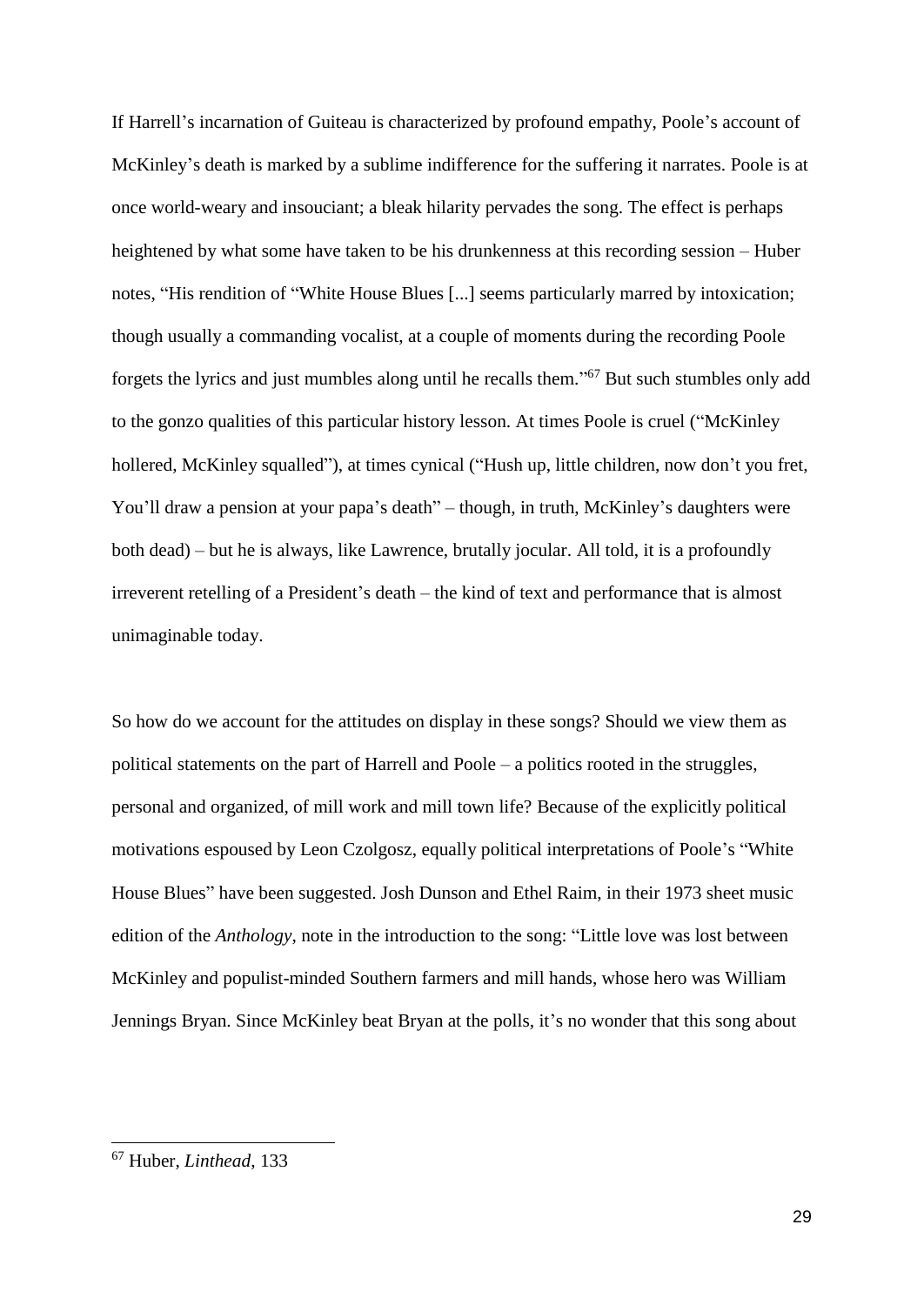If Harrell's incarnation of Guiteau is characterized by profound empathy, Poole's account of McKinley's death is marked by a sublime indifference for the suffering it narrates. Poole is at once world-weary and insouciant; a bleak hilarity pervades the song. The effect is perhaps heightened by what some have taken to be his drunkenness at this recording session – Huber notes, "His rendition of "White House Blues [...] seems particularly marred by intoxication; though usually a commanding vocalist, at a couple of moments during the recording Poole forgets the lyrics and just mumbles along until he recalls them."[67] But such stumbles only add to the gonzo qualities of this particular history lesson. At times Poole is cruel ("McKinley hollered, McKinley squalled"), at times cynical ("Hush up, little children, now don't you fret, You'll draw a pension at your papa's death" – though, in truth, McKinley's daughters were both dead) – but he is always, like Lawrence, brutally jocular. All told, it is a profoundly irreverent retelling of a President's death – the kind of text and performance that is almost unimaginable today.

So how do we account for the attitudes on display in these songs? Should we view them as political statements on the part of Harrell and Poole – a politics rooted in the struggles, personal and organized, of mill work and mill town life? Because of the explicitly political motivations espoused by Leon Czolgosz, equally political interpretations of Poole's "White House Blues" have been suggested. Josh Dunson and Ethel Raim, in their 1973 sheet music edition of the *Anthology*, note in the introduction to the song: "Little love was lost between McKinley and populist-minded Southern farmers and mill hands, whose hero was William Jennings Bryan. Since McKinley beat Bryan at the polls, it's no wonder that this song about

---

[67] Huber, *Linthead*, 133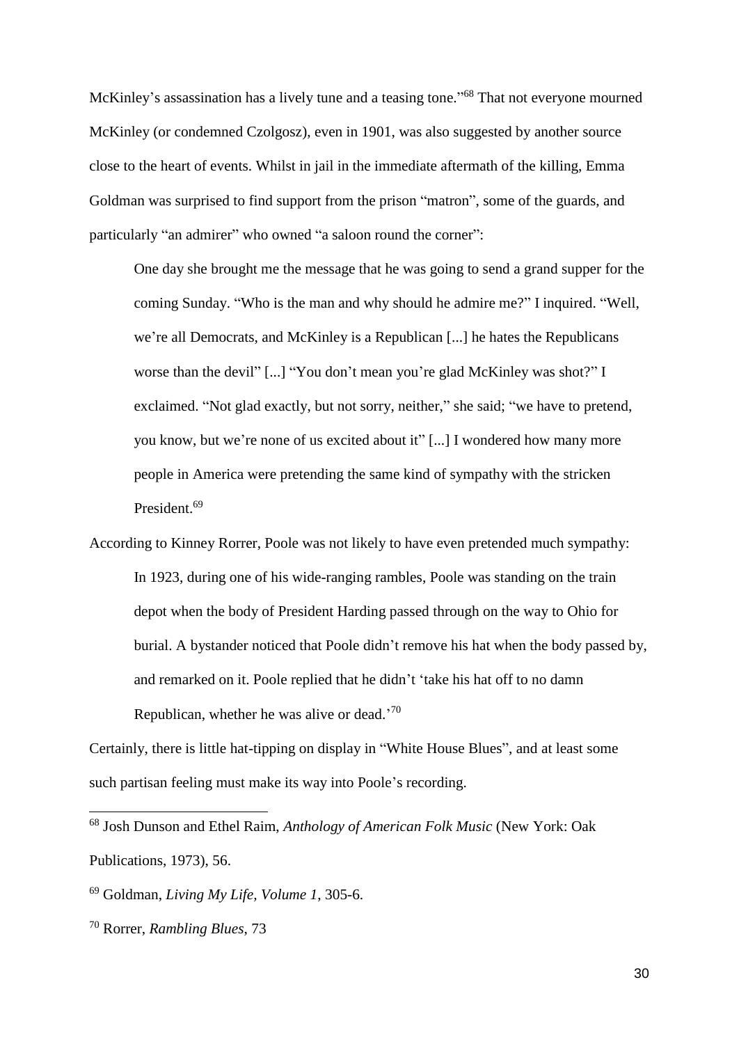McKinley's assassination has a lively tune and a teasing tone."[68] That not everyone mourned McKinley (or condemned Czolgosz), even in 1901, was also suggested by another source close to the heart of events. Whilst in jail in the immediate aftermath of the killing, Emma Goldman was surprised to find support from the prison "matron", some of the guards, and particularly "an admirer" who owned "a saloon round the corner":

> One day she brought me the message that he was going to send a grand supper for the coming Sunday. "Who is the man and why should he admire me?" I inquired. "Well, we're all Democrats, and McKinley is a Republican [...] he hates the Republicans worse than the devil" [...] "You don't mean you're glad McKinley was shot?" I exclaimed. "Not glad exactly, but not sorry, neither," she said; "we have to pretend, you know, but we're none of us excited about it" [...] I wondered how many more people in America were pretending the same kind of sympathy with the stricken President.[69]

According to Kinney Rorrer, Poole was not likely to have even pretended much sympathy:

> In 1923, during one of his wide-ranging rambles, Poole was standing on the train depot when the body of President Harding passed through on the way to Ohio for burial. A bystander noticed that Poole didn't remove his hat when the body passed by, and remarked on it. Poole replied that he didn't 'take his hat off to no damn Republican, whether he was alive or dead.'[70]

Certainly, there is little hat-tipping on display in "White House Blues", and at least some such partisan feeling must make its way into Poole's recording.

---

[68] Josh Dunson and Ethel Raim, *Anthology of American Folk Music* (New York: Oak Publications, 1973), 56.

[69] Goldman, *Living My Life, Volume 1*, 305-6.

[70] Rorrer, *Rambling Blues*, 73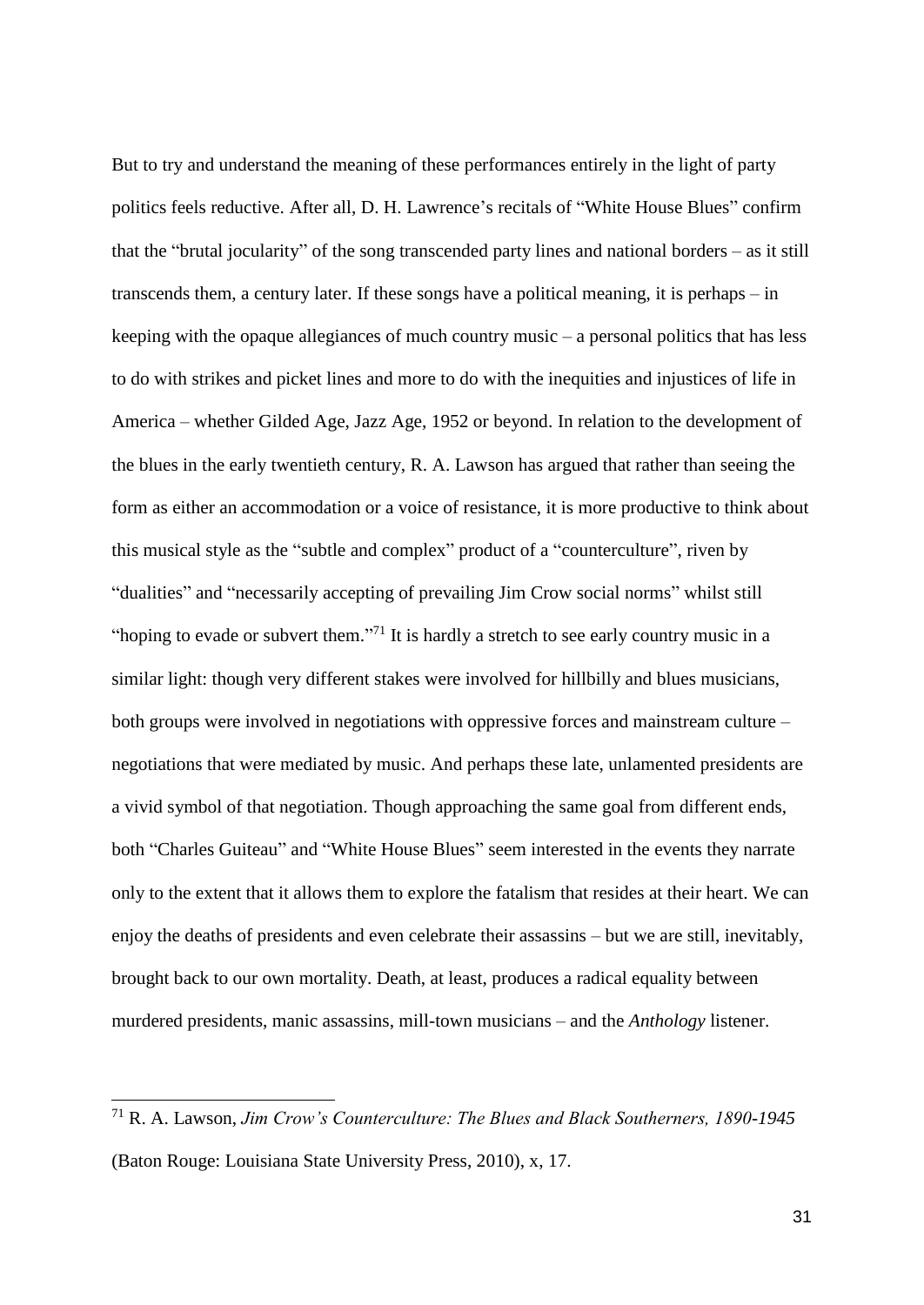But to try and understand the meaning of these performances entirely in the light of party politics feels reductive. After all, D. H. Lawrence's recitals of "White House Blues" confirm that the "brutal jocularity" of the song transcended party lines and national borders – as it still transcends them, a century later. If these songs have a political meaning, it is perhaps – in keeping with the opaque allegiances of much country music – a personal politics that has less to do with strikes and picket lines and more to do with the inequities and injustices of life in America – whether Gilded Age, Jazz Age, 1952 or beyond. In relation to the development of the blues in the early twentieth century, R. A. Lawson has argued that rather than seeing the form as either an accommodation or a voice of resistance, it is more productive to think about this musical style as the "subtle and complex" product of a "counterculture", riven by "dualities" and "necessarily accepting of prevailing Jim Crow social norms" whilst still "hoping to evade or subvert them."[71] It is hardly a stretch to see early country music in a similar light: though very different stakes were involved for hillbilly and blues musicians, both groups were involved in negotiations with oppressive forces and mainstream culture – negotiations that were mediated by music. And perhaps these late, unlamented presidents are a vivid symbol of that negotiation. Though approaching the same goal from different ends, both "Charles Guiteau" and "White House Blues" seem interested in the events they narrate only to the extent that it allows them to explore the fatalism that resides at their heart. We can enjoy the deaths of presidents and even celebrate their assassins – but we are still, inevitably, brought back to our own mortality. Death, at least, produces a radical equality between murdered presidents, manic assassins, mill-town musicians – and the *Anthology* listener.

[71] R. A. Lawson, *Jim Crow's Counterculture: The Blues and Black Southerners, 1890-1945* (Baton Rouge: Louisiana State University Press, 2010), x, 17.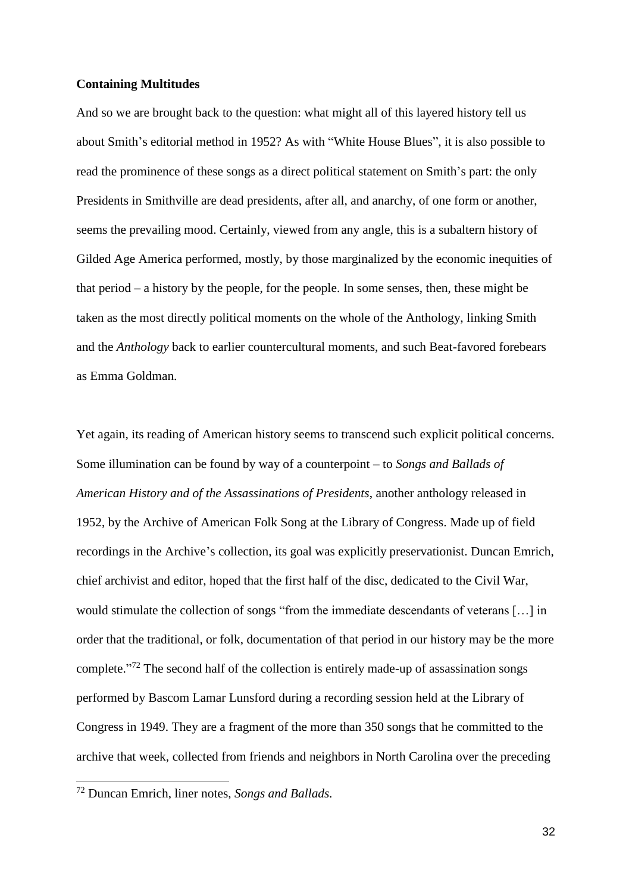## Containing Multitudes

And so we are brought back to the question: what might all of this layered history tell us about Smith's editorial method in 1952? As with "White House Blues", it is also possible to read the prominence of these songs as a direct political statement on Smith's part: the only Presidents in Smithville are dead presidents, after all, and anarchy, of one form or another, seems the prevailing mood. Certainly, viewed from any angle, this is a subaltern history of Gilded Age America performed, mostly, by those marginalized by the economic inequities of that period – a history by the people, for the people. In some senses, then, these might be taken as the most directly political moments on the whole of the Anthology, linking Smith and the *Anthology* back to earlier countercultural moments, and such Beat-favored forebears as Emma Goldman.

Yet again, its reading of American history seems to transcend such explicit political concerns. Some illumination can be found by way of a counterpoint – to *Songs and Ballads of American History and of the Assassinations of Presidents*, another anthology released in 1952, by the Archive of American Folk Song at the Library of Congress. Made up of field recordings in the Archive's collection, its goal was explicitly preservationist. Duncan Emrich, chief archivist and editor, hoped that the first half of the disc, dedicated to the Civil War, would stimulate the collection of songs "from the immediate descendants of veterans […] in order that the traditional, or folk, documentation of that period in our history may be the more complete."[72] The second half of the collection is entirely made-up of assassination songs performed by Bascom Lamar Lunsford during a recording session held at the Library of Congress in 1949. They are a fragment of the more than 350 songs that he committed to the archive that week, collected from friends and neighbors in North Carolina over the preceding

[72] Duncan Emrich, liner notes, *Songs and Ballads.*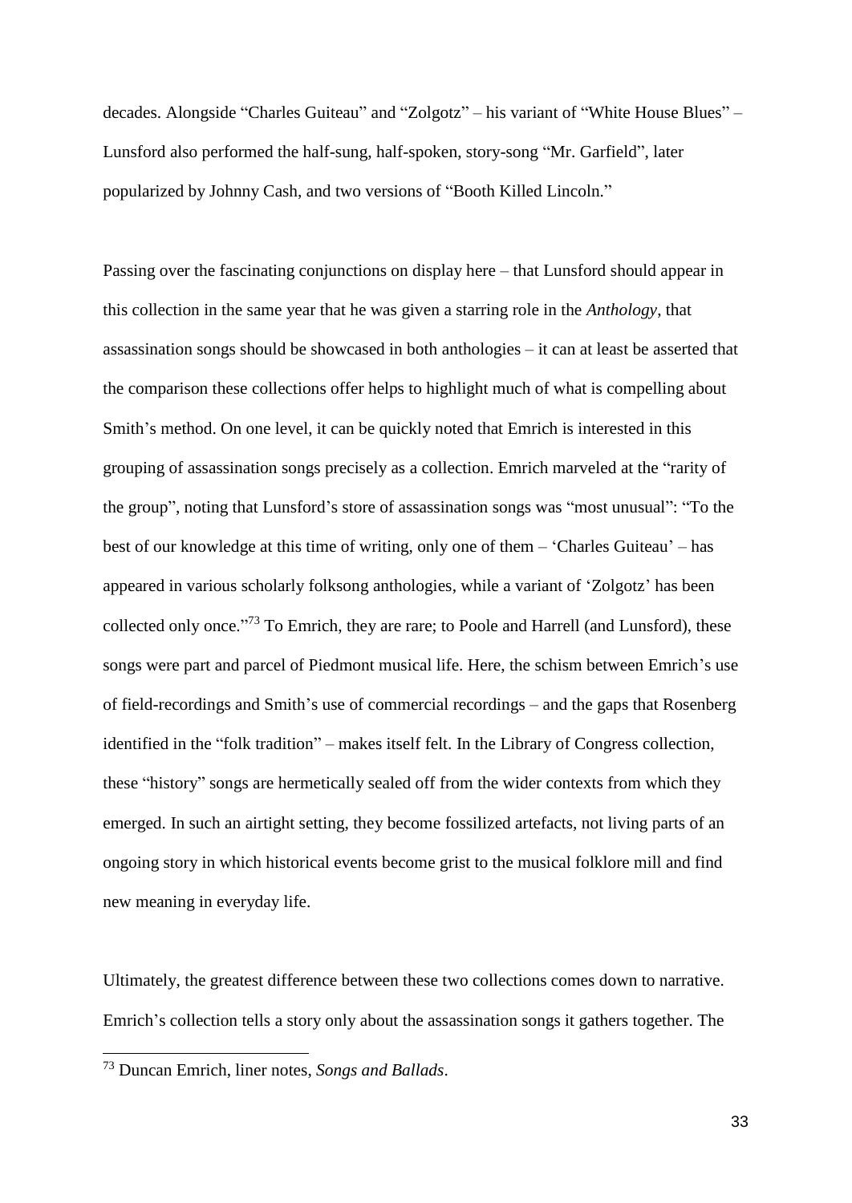decades. Alongside "Charles Guiteau" and "Zolgotz" – his variant of "White House Blues" – Lunsford also performed the half-sung, half-spoken, story-song "Mr. Garfield", later popularized by Johnny Cash, and two versions of "Booth Killed Lincoln."

Passing over the fascinating conjunctions on display here – that Lunsford should appear in this collection in the same year that he was given a starring role in the *Anthology*, that assassination songs should be showcased in both anthologies – it can at least be asserted that the comparison these collections offer helps to highlight much of what is compelling about Smith's method. On one level, it can be quickly noted that Emrich is interested in this grouping of assassination songs precisely as a collection. Emrich marveled at the "rarity of the group", noting that Lunsford's store of assassination songs was "most unusual": "To the best of our knowledge at this time of writing, only one of them – 'Charles Guiteau' – has appeared in various scholarly folksong anthologies, while a variant of 'Zolgotz' has been collected only once."[73] To Emrich, they are rare; to Poole and Harrell (and Lunsford), these songs were part and parcel of Piedmont musical life. Here, the schism between Emrich's use of field-recordings and Smith's use of commercial recordings – and the gaps that Rosenberg identified in the "folk tradition" – makes itself felt. In the Library of Congress collection, these "history" songs are hermetically sealed off from the wider contexts from which they emerged. In such an airtight setting, they become fossilized artefacts, not living parts of an ongoing story in which historical events become grist to the musical folklore mill and find new meaning in everyday life.

Ultimately, the greatest difference between these two collections comes down to narrative. Emrich's collection tells a story only about the assassination songs it gathers together. The

[73] Duncan Emrich, liner notes, *Songs and Ballads*.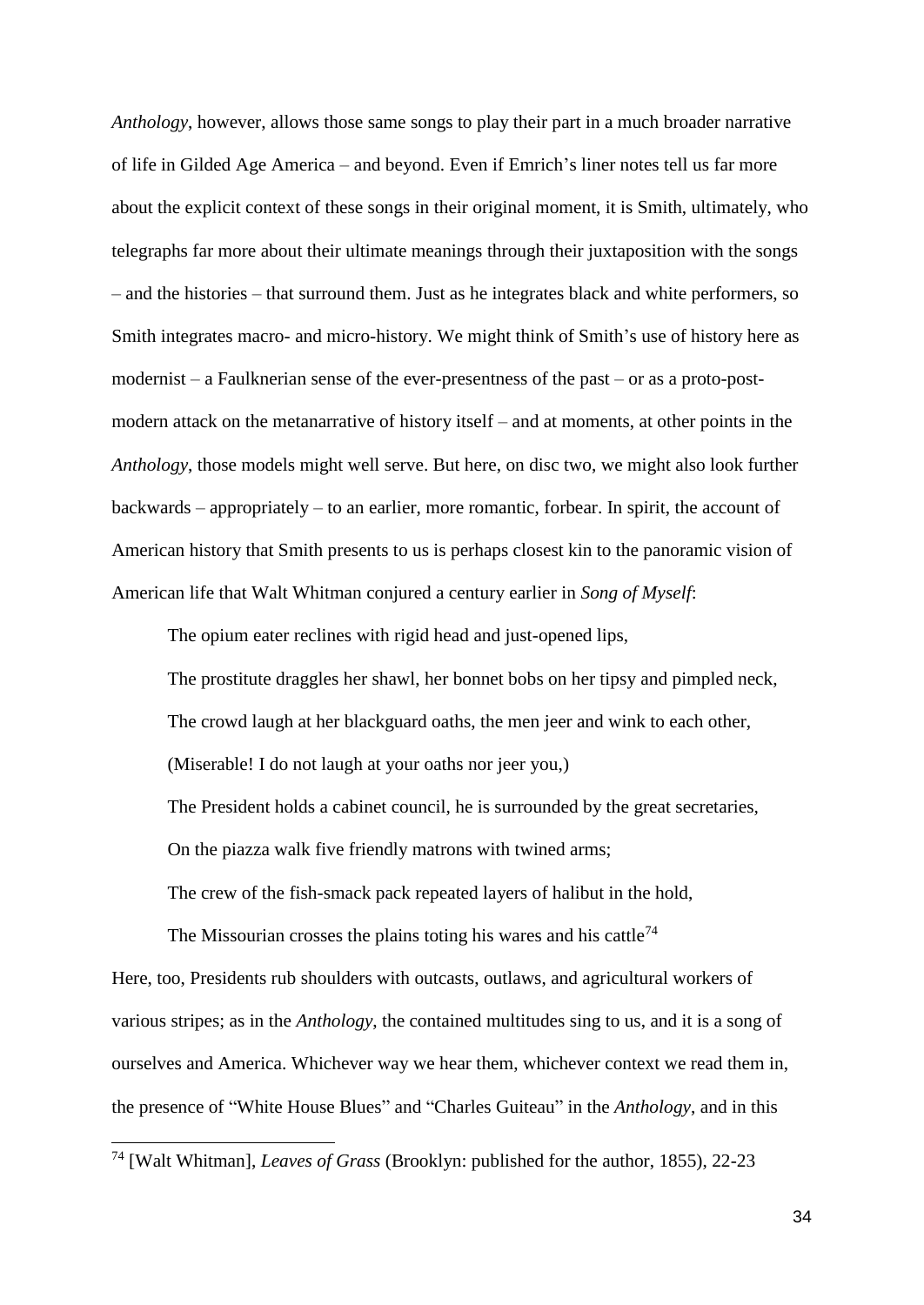*Anthology*, however, allows those same songs to play their part in a much broader narrative of life in Gilded Age America – and beyond. Even if Emrich's liner notes tell us far more about the explicit context of these songs in their original moment, it is Smith, ultimately, who telegraphs far more about their ultimate meanings through their juxtaposition with the songs – and the histories – that surround them. Just as he integrates black and white performers, so Smith integrates macro- and micro-history. We might think of Smith's use of history here as modernist – a Faulknerian sense of the ever-presentness of the past – or as a proto-post-modern attack on the metanarrative of history itself – and at moments, at other points in the *Anthology*, those models might well serve. But here, on disc two, we might also look further backwards – appropriately – to an earlier, more romantic, forbear. In spirit, the account of American history that Smith presents to us is perhaps closest kin to the panoramic vision of American life that Walt Whitman conjured a century earlier in *Song of Myself*:

> The opium eater reclines with rigid head and just-opened lips,
>
> The prostitute draggles her shawl, her bonnet bobs on her tipsy and pimpled neck,
>
> The crowd laugh at her blackguard oaths, the men jeer and wink to each other,
>
> (Miserable! I do not laugh at your oaths nor jeer you,)
>
> The President holds a cabinet council, he is surrounded by the great secretaries,
>
> On the piazza walk five friendly matrons with twined arms;
>
> The crew of the fish-smack pack repeated layers of halibut in the hold,
>
> The Missourian crosses the plains toting his wares and his cattle[74]

Here, too, Presidents rub shoulders with outcasts, outlaws, and agricultural workers of various stripes; as in the *Anthology*, the contained multitudes sing to us, and it is a song of ourselves and America. Whichever way we hear them, whichever context we read them in, the presence of "White House Blues" and "Charles Guiteau" in the *Anthology*, and in this

[74] [Walt Whitman], *Leaves of Grass* (Brooklyn: published for the author, 1855), 22-23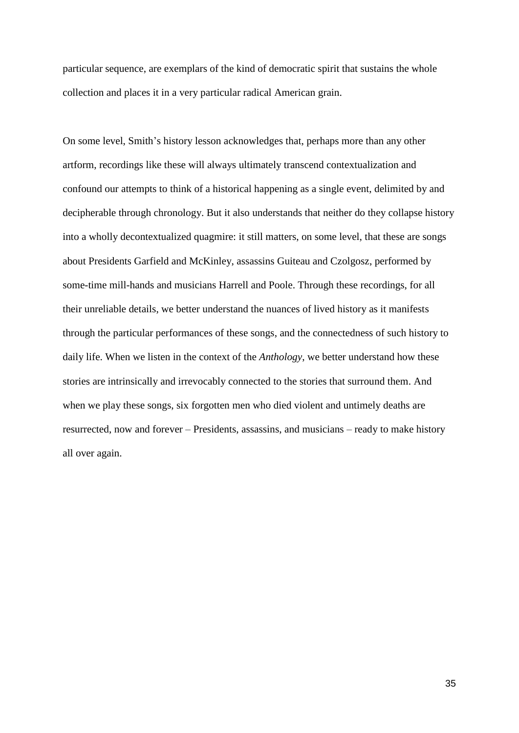particular sequence, are exemplars of the kind of democratic spirit that sustains the whole collection and places it in a very particular radical American grain.

On some level, Smith's history lesson acknowledges that, perhaps more than any other artform, recordings like these will always ultimately transcend contextualization and confound our attempts to think of a historical happening as a single event, delimited by and decipherable through chronology. But it also understands that neither do they collapse history into a wholly decontextualized quagmire: it still matters, on some level, that these are songs about Presidents Garfield and McKinley, assassins Guiteau and Czolgosz, performed by some-time mill-hands and musicians Harrell and Poole. Through these recordings, for all their unreliable details, we better understand the nuances of lived history as it manifests through the particular performances of these songs, and the connectedness of such history to daily life. When we listen in the context of the *Anthology*, we better understand how these stories are intrinsically and irrevocably connected to the stories that surround them. And when we play these songs, six forgotten men who died violent and untimely deaths are resurrected, now and forever – Presidents, assassins, and musicians – ready to make history all over again.